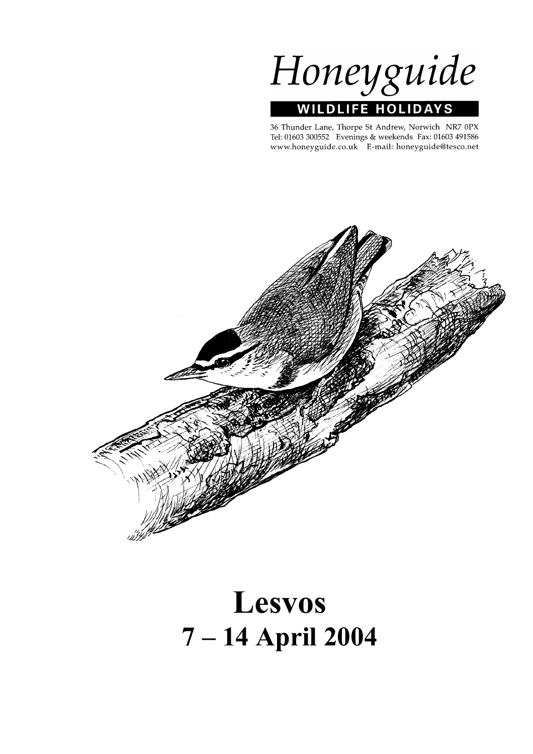# Honeyguide

**WILDLIFE HOLIDAYS**

36 Thunder Lane, Thorpe St Andrew, Norwich NR7 0PX
Tel: 01603 300552 Evenings & weekends Fax: 01603 491586
www.honeyguide.co.uk E-mail: honeyguide@tesco.net

# Lesvos

## 7 – 14 April 2004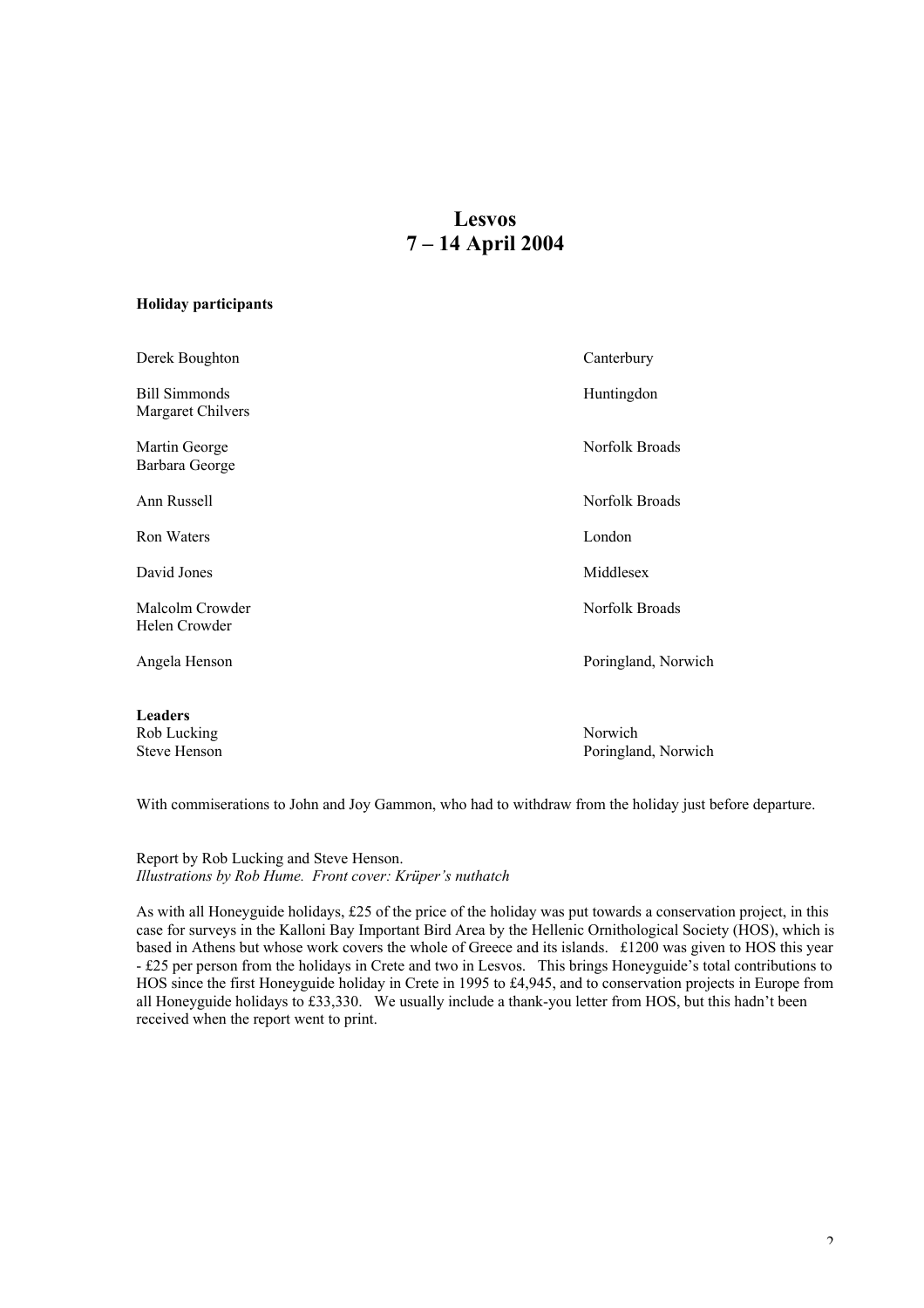# Lesvos
# 7 – 14 April 2004

**Holiday participants**

| | |
|---|---|
| Derek Boughton | Canterbury |
| Bill Simmonds<br>Margaret Chilvers | Huntingdon |
| Martin George<br>Barbara George | Norfolk Broads |
| Ann Russell | Norfolk Broads |
| Ron Waters | London |
| David Jones | Middlesex |
| Malcolm Crowder<br>Helen Crowder | Norfolk Broads |
| Angela Henson | Poringland, Norwich |

**Leaders**

| | |
|---|---|
| Rob Lucking | Norwich |
| Steve Henson | Poringland, Norwich |

With commiserations to John and Joy Gammon, who had to withdraw from the holiday just before departure.

Report by Rob Lucking and Steve Henson.
*Illustrations by Rob Hume. Front cover: Krüper's nuthatch*

As with all Honeyguide holidays, £25 of the price of the holiday was put towards a conservation project, in this case for surveys in the Kalloni Bay Important Bird Area by the Hellenic Ornithological Society (HOS), which is based in Athens but whose work covers the whole of Greece and its islands. £1200 was given to HOS this year - £25 per person from the holidays in Crete and two in Lesvos. This brings Honeyguide's total contributions to HOS since the first Honeyguide holiday in Crete in 1995 to £4,945, and to conservation projects in Europe from all Honeyguide holidays to £33,330. We usually include a thank-you letter from HOS, but this hadn't been received when the report went to print.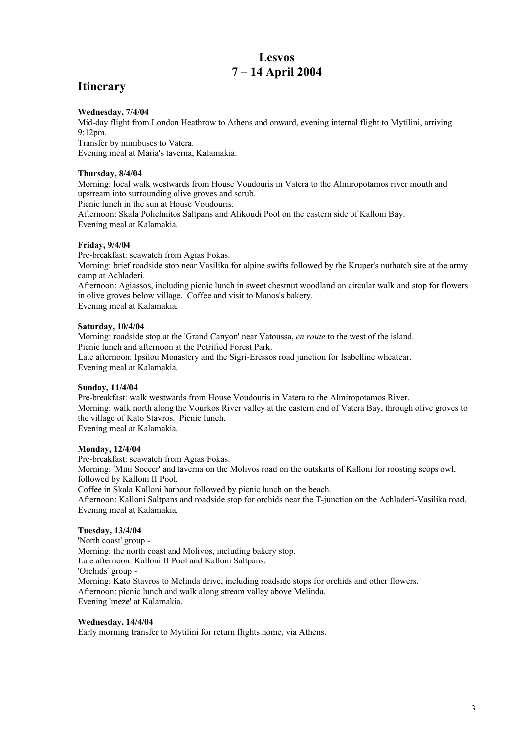# Lesvos
# 7 – 14 April 2004

## Itinerary

**Wednesday, 7/4/04**
Mid-day flight from London Heathrow to Athens and onward, evening internal flight to Mytilini, arriving 9:12pm.
Transfer by minibuses to Vatera.
Evening meal at Maria's taverna, Kalamakia.

**Thursday, 8/4/04**
Morning: local walk westwards from House Voudouris in Vatera to the Almiropotamos river mouth and upstream into surrounding olive groves and scrub.
Picnic lunch in the sun at House Voudouris.
Afternoon: Skala Polichnitos Saltpans and Alikoudi Pool on the eastern side of Kalloni Bay.
Evening meal at Kalamakia.

**Friday, 9/4/04**
Pre-breakfast: seawatch from Agias Fokas.
Morning: brief roadside stop near Vasilika for alpine swifts followed by the Kruper's nuthatch site at the army camp at Achladeri.
Afternoon: Agiassos, including picnic lunch in sweet chestnut woodland on circular walk and stop for flowers in olive groves below village. Coffee and visit to Manos's bakery.
Evening meal at Kalamakia.

**Saturday, 10/4/04**
Morning: roadside stop at the 'Grand Canyon' near Vatoussa, *en route* to the west of the island.
Picnic lunch and afternoon at the Petrified Forest Park.
Late afternoon: Ipsilou Monastery and the Sigri-Eressos road junction for Isabelline wheatear.
Evening meal at Kalamakia.

**Sunday, 11/4/04**
Pre-breakfast: walk westwards from House Voudouris in Vatera to the Almiropotamos River.
Morning: walk north along the Vourkos River valley at the eastern end of Vatera Bay, through olive groves to the village of Kato Stavros. Picnic lunch.
Evening meal at Kalamakia.

**Monday, 12/4/04**
Pre-breakfast: seawatch from Agias Fokas.
Morning: 'Mini Soccer' and taverna on the Molivos road on the outskirts of Kalloni for roosting scops owl, followed by Kalloni II Pool.
Coffee in Skala Kalloni harbour followed by picnic lunch on the beach.
Afternoon: Kalloni Saltpans and roadside stop for orchids near the T-junction on the Achladeri-Vasilika road.
Evening meal at Kalamakia.

**Tuesday, 13/4/04**
'North coast' group -
Morning: the north coast and Molivos, including bakery stop.
Late afternoon: Kalloni II Pool and Kalloni Saltpans.
'Orchids' group -
Morning: Kato Stavros to Melinda drive, including roadside stops for orchids and other flowers.
Afternoon: picnic lunch and walk along stream valley above Melinda.
Evening 'meze' at Kalamakia.

**Wednesday, 14/4/04**
Early morning transfer to Mytilini for return flights home, via Athens.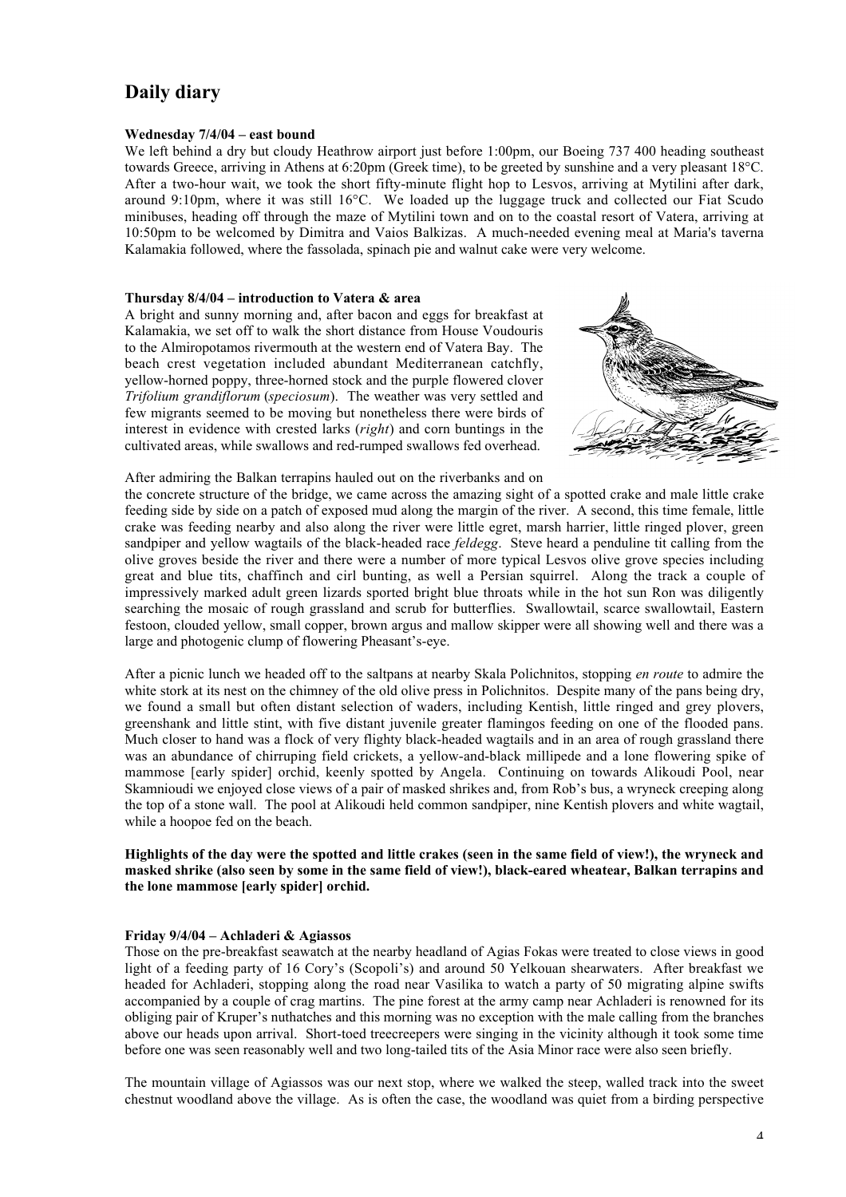## Daily diary

**Wednesday 7/4/04 – east bound**

We left behind a dry but cloudy Heathrow airport just before 1:00pm, our Boeing 737 400 heading southeast towards Greece, arriving in Athens at 6:20pm (Greek time), to be greeted by sunshine and a very pleasant 18°C. After a two-hour wait, we took the short fifty-minute flight hop to Lesvos, arriving at Mytilini after dark, around 9:10pm, where it was still 16°C. We loaded up the luggage truck and collected our Fiat Scudo minibuses, heading off through the maze of Mytilini town and on to the coastal resort of Vatera, arriving at 10:50pm to be welcomed by Dimitra and Vaios Balkizas. A much-needed evening meal at Maria's taverna Kalamakia followed, where the fassolada, spinach pie and walnut cake were very welcome.

**Thursday 8/4/04 – introduction to Vatera & area**

A bright and sunny morning and, after bacon and eggs for breakfast at Kalamakia, we set off to walk the short distance from House Voudouris to the Almiropotamos rivermouth at the western end of Vatera Bay. The beach crest vegetation included abundant Mediterranean catchfly, yellow-horned poppy, three-horned stock and the purple flowered clover *Trifolium grandiflorum* (*speciosum*). The weather was very settled and few migrants seemed to be moving but nonetheless there were birds of interest in evidence with crested larks (*right*) and corn buntings in the cultivated areas, while swallows and red-rumped swallows fed overhead.

After admiring the Balkan terrapins hauled out on the riverbanks and on the concrete structure of the bridge, we came across the amazing sight of a spotted crake and male little crake feeding side by side on a patch of exposed mud along the margin of the river. A second, this time female, little crake was feeding nearby and also along the river were little egret, marsh harrier, little ringed plover, green sandpiper and yellow wagtails of the black-headed race *feldegg*. Steve heard a penduline tit calling from the olive groves beside the river and there were a number of more typical Lesvos olive grove species including great and blue tits, chaffinch and cirl bunting, as well a Persian squirrel. Along the track a couple of impressively marked adult green lizards sported bright blue throats while in the hot sun Ron was diligently searching the mosaic of rough grassland and scrub for butterflies. Swallowtail, scarce swallowtail, Eastern festoon, clouded yellow, small copper, brown argus and mallow skipper were all showing well and there was a large and photogenic clump of flowering Pheasant's-eye.

After a picnic lunch we headed off to the saltpans at nearby Skala Polichnitos, stopping *en route* to admire the white stork at its nest on the chimney of the old olive press in Polichnitos. Despite many of the pans being dry, we found a small but often distant selection of waders, including Kentish, little ringed and grey plovers, greenshank and little stint, with five distant juvenile greater flamingos feeding on one of the flooded pans. Much closer to hand was a flock of very flighty black-headed wagtails and in an area of rough grassland there was an abundance of chirruping field crickets, a yellow-and-black millipede and a lone flowering spike of mammose [early spider] orchid, keenly spotted by Angela. Continuing on towards Alikoudi Pool, near Skamnioudi we enjoyed close views of a pair of masked shrikes and, from Rob's bus, a wryneck creeping along the top of a stone wall. The pool at Alikoudi held common sandpiper, nine Kentish plovers and white wagtail, while a hoopoe fed on the beach.

**Highlights of the day were the spotted and little crakes (seen in the same field of view!), the wryneck and masked shrike (also seen by some in the same field of view!), black-eared wheatear, Balkan terrapins and the lone mammose [early spider] orchid.**

**Friday 9/4/04 – Achladeri & Agiassos**

Those on the pre-breakfast seawatch at the nearby headland of Agias Fokas were treated to close views in good light of a feeding party of 16 Cory's (Scopoli's) and around 50 Yelkouan shearwaters. After breakfast we headed for Achladeri, stopping along the road near Vasilika to watch a party of 50 migrating alpine swifts accompanied by a couple of crag martins. The pine forest at the army camp near Achladeri is renowned for its obliging pair of Kruper's nuthatches and this morning was no exception with the male calling from the branches above our heads upon arrival. Short-toed treecreepers were singing in the vicinity although it took some time before one was seen reasonably well and two long-tailed tits of the Asia Minor race were also seen briefly.

The mountain village of Agiassos was our next stop, where we walked the steep, walled track into the sweet chestnut woodland above the village. As is often the case, the woodland was quiet from a birding perspective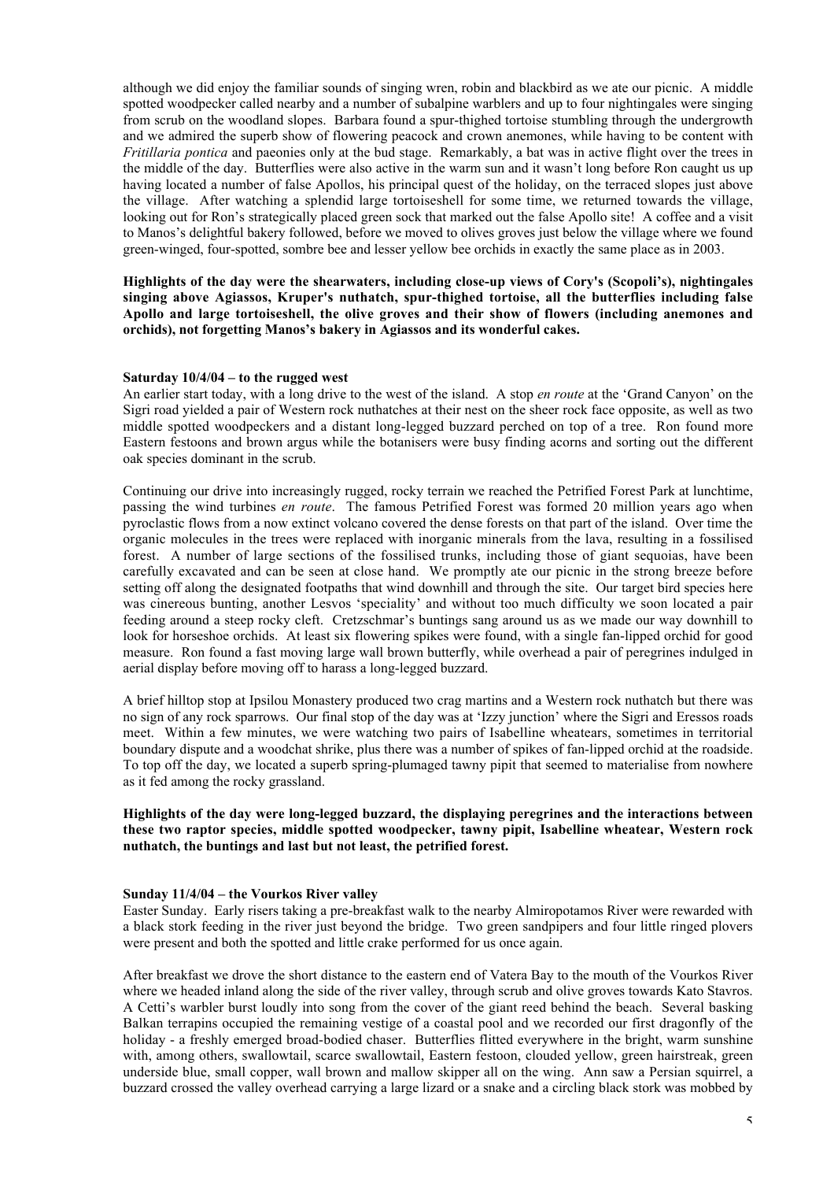although we did enjoy the familiar sounds of singing wren, robin and blackbird as we ate our picnic. A middle spotted woodpecker called nearby and a number of subalpine warblers and up to four nightingales were singing from scrub on the woodland slopes. Barbara found a spur-thighed tortoise stumbling through the undergrowth and we admired the superb show of flowering peacock and crown anemones, while having to be content with *Fritillaria pontica* and paeonies only at the bud stage. Remarkably, a bat was in active flight over the trees in the middle of the day. Butterflies were also active in the warm sun and it wasn't long before Ron caught us up having located a number of false Apollos, his principal quest of the holiday, on the terraced slopes just above the village. After watching a splendid large tortoiseshell for some time, we returned towards the village, looking out for Ron's strategically placed green sock that marked out the false Apollo site! A coffee and a visit to Manos's delightful bakery followed, before we moved to olives groves just below the village where we found green-winged, four-spotted, sombre bee and lesser yellow bee orchids in exactly the same place as in 2003.

**Highlights of the day were the shearwaters, including close-up views of Cory's (Scopoli's), nightingales singing above Agiassos, Kruper's nuthatch, spur-thighed tortoise, all the butterflies including false Apollo and large tortoiseshell, the olive groves and their show of flowers (including anemones and orchids), not forgetting Manos's bakery in Agiassos and its wonderful cakes.**

**Saturday 10/4/04 – to the rugged west**

An earlier start today, with a long drive to the west of the island. A stop *en route* at the 'Grand Canyon' on the Sigri road yielded a pair of Western rock nuthatches at their nest on the sheer rock face opposite, as well as two middle spotted woodpeckers and a distant long-legged buzzard perched on top of a tree. Ron found more Eastern festoons and brown argus while the botanisers were busy finding acorns and sorting out the different oak species dominant in the scrub.

Continuing our drive into increasingly rugged, rocky terrain we reached the Petrified Forest Park at lunchtime, passing the wind turbines *en route*. The famous Petrified Forest was formed 20 million years ago when pyroclastic flows from a now extinct volcano covered the dense forests on that part of the island. Over time the organic molecules in the trees were replaced with inorganic minerals from the lava, resulting in a fossilised forest. A number of large sections of the fossilised trunks, including those of giant sequoias, have been carefully excavated and can be seen at close hand. We promptly ate our picnic in the strong breeze before setting off along the designated footpaths that wind downhill and through the site. Our target bird species here was cinereous bunting, another Lesvos 'speciality' and without too much difficulty we soon located a pair feeding around a steep rocky cleft. Cretzschmar's buntings sang around us as we made our way downhill to look for horseshoe orchids. At least six flowering spikes were found, with a single fan-lipped orchid for good measure. Ron found a fast moving large wall brown butterfly, while overhead a pair of peregrines indulged in aerial display before moving off to harass a long-legged buzzard.

A brief hilltop stop at Ipsilou Monastery produced two crag martins and a Western rock nuthatch but there was no sign of any rock sparrows. Our final stop of the day was at 'Izzy junction' where the Sigri and Eressos roads meet. Within a few minutes, we were watching two pairs of Isabelline wheatears, sometimes in territorial boundary dispute and a woodchat shrike, plus there was a number of spikes of fan-lipped orchid at the roadside. To top off the day, we located a superb spring-plumaged tawny pipit that seemed to materialise from nowhere as it fed among the rocky grassland.

**Highlights of the day were long-legged buzzard, the displaying peregrines and the interactions between these two raptor species, middle spotted woodpecker, tawny pipit, Isabelline wheatear, Western rock nuthatch, the buntings and last but not least, the petrified forest.**

**Sunday 11/4/04 – the Vourkos River valley**

Easter Sunday. Early risers taking a pre-breakfast walk to the nearby Almiropotamos River were rewarded with a black stork feeding in the river just beyond the bridge. Two green sandpipers and four little ringed plovers were present and both the spotted and little crake performed for us once again.

After breakfast we drove the short distance to the eastern end of Vatera Bay to the mouth of the Vourkos River where we headed inland along the side of the river valley, through scrub and olive groves towards Kato Stavros. A Cetti's warbler burst loudly into song from the cover of the giant reed behind the beach. Several basking Balkan terrapins occupied the remaining vestige of a coastal pool and we recorded our first dragonfly of the holiday - a freshly emerged broad-bodied chaser. Butterflies flitted everywhere in the bright, warm sunshine with, among others, swallowtail, scarce swallowtail, Eastern festoon, clouded yellow, green hairstreak, green underside blue, small copper, wall brown and mallow skipper all on the wing. Ann saw a Persian squirrel, a buzzard crossed the valley overhead carrying a large lizard or a snake and a circling black stork was mobbed by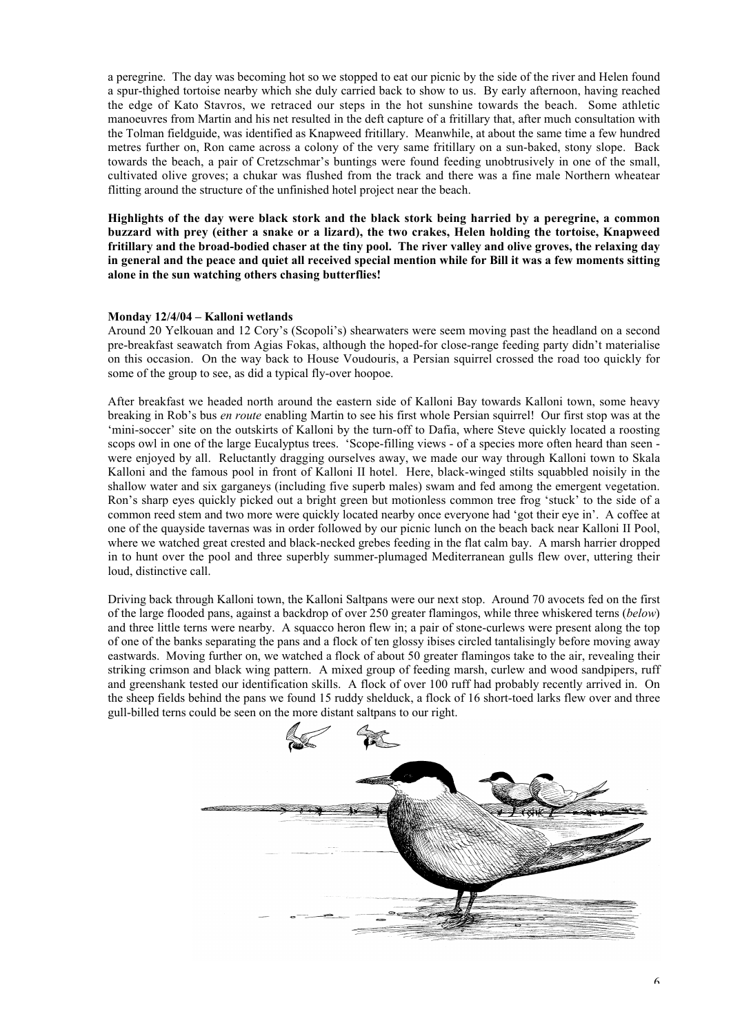a peregrine. The day was becoming hot so we stopped to eat our picnic by the side of the river and Helen found a spur-thighed tortoise nearby which she duly carried back to show to us. By early afternoon, having reached the edge of Kato Stavros, we retraced our steps in the hot sunshine towards the beach. Some athletic manoeuvres from Martin and his net resulted in the deft capture of a fritillary that, after much consultation with the Tolman fieldguide, was identified as Knapweed fritillary. Meanwhile, at about the same time a few hundred metres further on, Ron came across a colony of the very same fritillary on a sun-baked, stony slope. Back towards the beach, a pair of Cretzschmar's buntings were found feeding unobtrusively in one of the small, cultivated olive groves; a chukar was flushed from the track and there was a fine male Northern wheatear flitting around the structure of the unfinished hotel project near the beach.

**Highlights of the day were black stork and the black stork being harried by a peregrine, a common buzzard with prey (either a snake or a lizard), the two crakes, Helen holding the tortoise, Knapweed fritillary and the broad-bodied chaser at the tiny pool. The river valley and olive groves, the relaxing day in general and the peace and quiet all received special mention while for Bill it was a few moments sitting alone in the sun watching others chasing butterflies!**

**Monday 12/4/04 – Kalloni wetlands**

Around 20 Yelkouan and 12 Cory's (Scopoli's) shearwaters were seem moving past the headland on a second pre-breakfast seawatch from Agias Fokas, although the hoped-for close-range feeding party didn't materialise on this occasion. On the way back to House Voudouris, a Persian squirrel crossed the road too quickly for some of the group to see, as did a typical fly-over hoopoe.

After breakfast we headed north around the eastern side of Kalloni Bay towards Kalloni town, some heavy breaking in Rob's bus *en route* enabling Martin to see his first whole Persian squirrel! Our first stop was at the 'mini-soccer' site on the outskirts of Kalloni by the turn-off to Dafia, where Steve quickly located a roosting scops owl in one of the large Eucalyptus trees. 'Scope-filling views - of a species more often heard than seen - were enjoyed by all. Reluctantly dragging ourselves away, we made our way through Kalloni town to Skala Kalloni and the famous pool in front of Kalloni II hotel. Here, black-winged stilts squabbled noisily in the shallow water and six garganeys (including five superb males) swam and fed among the emergent vegetation. Ron's sharp eyes quickly picked out a bright green but motionless common tree frog 'stuck' to the side of a common reed stem and two more were quickly located nearby once everyone had 'got their eye in'. A coffee at one of the quayside tavernas was in order followed by our picnic lunch on the beach back near Kalloni II Pool, where we watched great crested and black-necked grebes feeding in the flat calm bay. A marsh harrier dropped in to hunt over the pool and three superbly summer-plumaged Mediterranean gulls flew over, uttering their loud, distinctive call.

Driving back through Kalloni town, the Kalloni Saltpans were our next stop. Around 70 avocets fed on the first of the large flooded pans, against a backdrop of over 250 greater flamingos, while three whiskered terns (*below*) and three little terns were nearby. A squacco heron flew in; a pair of stone-curlews were present along the top of one of the banks separating the pans and a flock of ten glossy ibises circled tantalisingly before moving away eastwards. Moving further on, we watched a flock of about 50 greater flamingos take to the air, revealing their striking crimson and black wing pattern. A mixed group of feeding marsh, curlew and wood sandpipers, ruff and greenshank tested our identification skills. A flock of over 100 ruff had probably recently arrived in. On the sheep fields behind the pans we found 15 ruddy shelduck, a flock of 16 short-toed larks flew over and three gull-billed terns could be seen on the more distant saltpans to our right.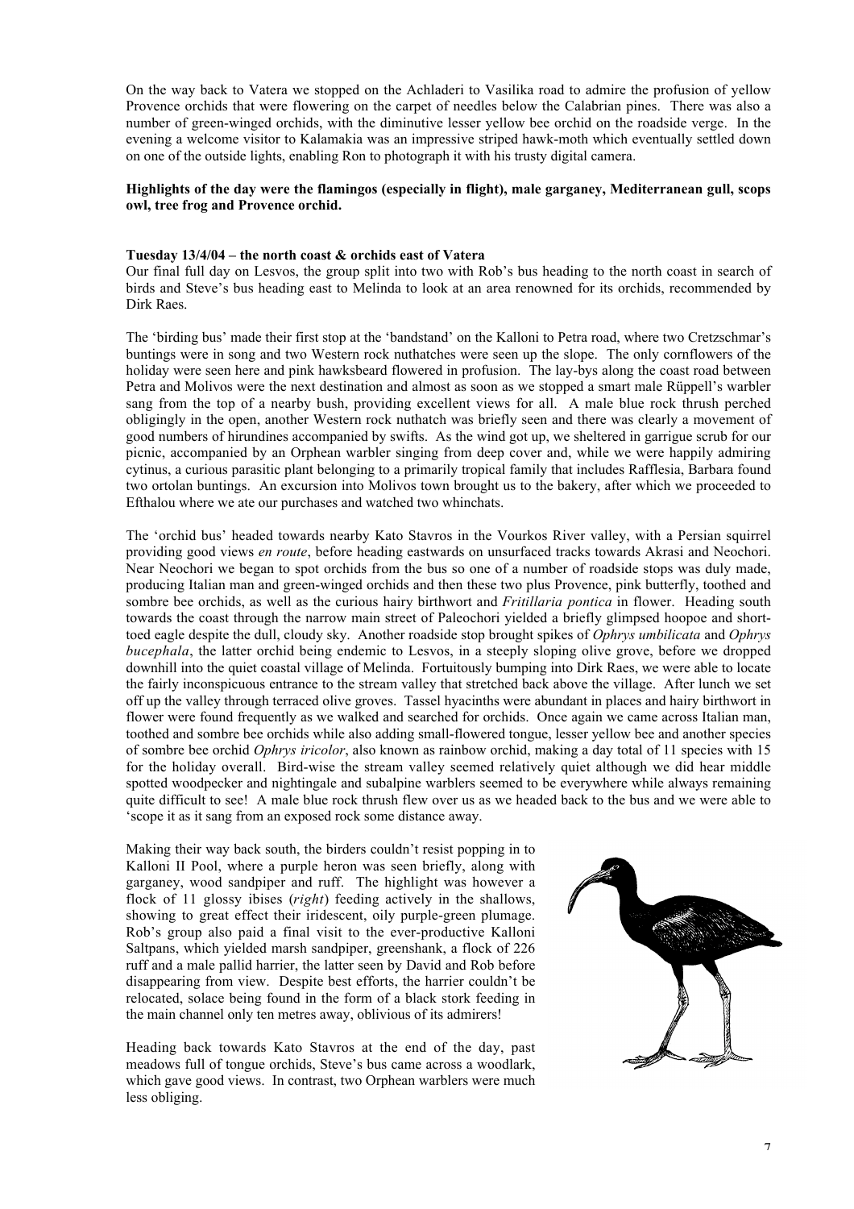On the way back to Vatera we stopped on the Achladeri to Vasilika road to admire the profusion of yellow Provence orchids that were flowering on the carpet of needles below the Calabrian pines. There was also a number of green-winged orchids, with the diminutive lesser yellow bee orchid on the roadside verge. In the evening a welcome visitor to Kalamakia was an impressive striped hawk-moth which eventually settled down on one of the outside lights, enabling Ron to photograph it with his trusty digital camera.

**Highlights of the day were the flamingos (especially in flight), male garganey, Mediterranean gull, scops owl, tree frog and Provence orchid.**

**Tuesday 13/4/04 – the north coast & orchids east of Vatera**

Our final full day on Lesvos, the group split into two with Rob's bus heading to the north coast in search of birds and Steve's bus heading east to Melinda to look at an area renowned for its orchids, recommended by Dirk Raes.

The 'birding bus' made their first stop at the 'bandstand' on the Kalloni to Petra road, where two Cretzschmar's buntings were in song and two Western rock nuthatches were seen up the slope. The only cornflowers of the holiday were seen here and pink hawksbeard flowered in profusion. The lay-bys along the coast road between Petra and Molivos were the next destination and almost as soon as we stopped a smart male Rüppell's warbler sang from the top of a nearby bush, providing excellent views for all. A male blue rock thrush perched obligingly in the open, another Western rock nuthatch was briefly seen and there was clearly a movement of good numbers of hirundines accompanied by swifts. As the wind got up, we sheltered in garrigue scrub for our picnic, accompanied by an Orphean warbler singing from deep cover and, while we were happily admiring cytinus, a curious parasitic plant belonging to a primarily tropical family that includes Rafflesia, Barbara found two ortolan buntings. An excursion into Molivos town brought us to the bakery, after which we proceeded to Efthalou where we ate our purchases and watched two whinchats.

The 'orchid bus' headed towards nearby Kato Stavros in the Vourkos River valley, with a Persian squirrel providing good views *en route*, before heading eastwards on unsurfaced tracks towards Akrasi and Neochori. Near Neochori we began to spot orchids from the bus so one of a number of roadside stops was duly made, producing Italian man and green-winged orchids and then these two plus Provence, pink butterfly, toothed and sombre bee orchids, as well as the curious hairy birthwort and *Fritillaria pontica* in flower. Heading south towards the coast through the narrow main street of Paleochori yielded a briefly glimpsed hoopoe and short-toed eagle despite the dull, cloudy sky. Another roadside stop brought spikes of *Ophrys umbilicata* and *Ophrys bucephala*, the latter orchid being endemic to Lesvos, in a steeply sloping olive grove, before we dropped downhill into the quiet coastal village of Melinda. Fortuitously bumping into Dirk Raes, we were able to locate the fairly inconspicuous entrance to the stream valley that stretched back above the village. After lunch we set off up the valley through terraced olive groves. Tassel hyacinths were abundant in places and hairy birthwort in flower were found frequently as we walked and searched for orchids. Once again we came across Italian man, toothed and sombre bee orchids while also adding small-flowered tongue, lesser yellow bee and another species of sombre bee orchid *Ophrys iricolor*, also known as rainbow orchid, making a day total of 11 species with 15 for the holiday overall. Bird-wise the stream valley seemed relatively quiet although we did hear middle spotted woodpecker and nightingale and subalpine warblers seemed to be everywhere while always remaining quite difficult to see! A male blue rock thrush flew over us as we headed back to the bus and we were able to 'scope it as it sang from an exposed rock some distance away.

Making their way back south, the birders couldn't resist popping in to Kalloni II Pool, where a purple heron was seen briefly, along with garganey, wood sandpiper and ruff. The highlight was however a flock of 11 glossy ibises (*right*) feeding actively in the shallows, showing to great effect their iridescent, oily purple-green plumage. Rob's group also paid a final visit to the ever-productive Kalloni Saltpans, which yielded marsh sandpiper, greenshank, a flock of 226 ruff and a male pallid harrier, the latter seen by David and Rob before disappearing from view. Despite best efforts, the harrier couldn't be relocated, solace being found in the form of a black stork feeding in the main channel only ten metres away, oblivious of its admirers!

Heading back towards Kato Stavros at the end of the day, past meadows full of tongue orchids, Steve's bus came across a woodlark, which gave good views. In contrast, two Orphean warblers were much less obliging.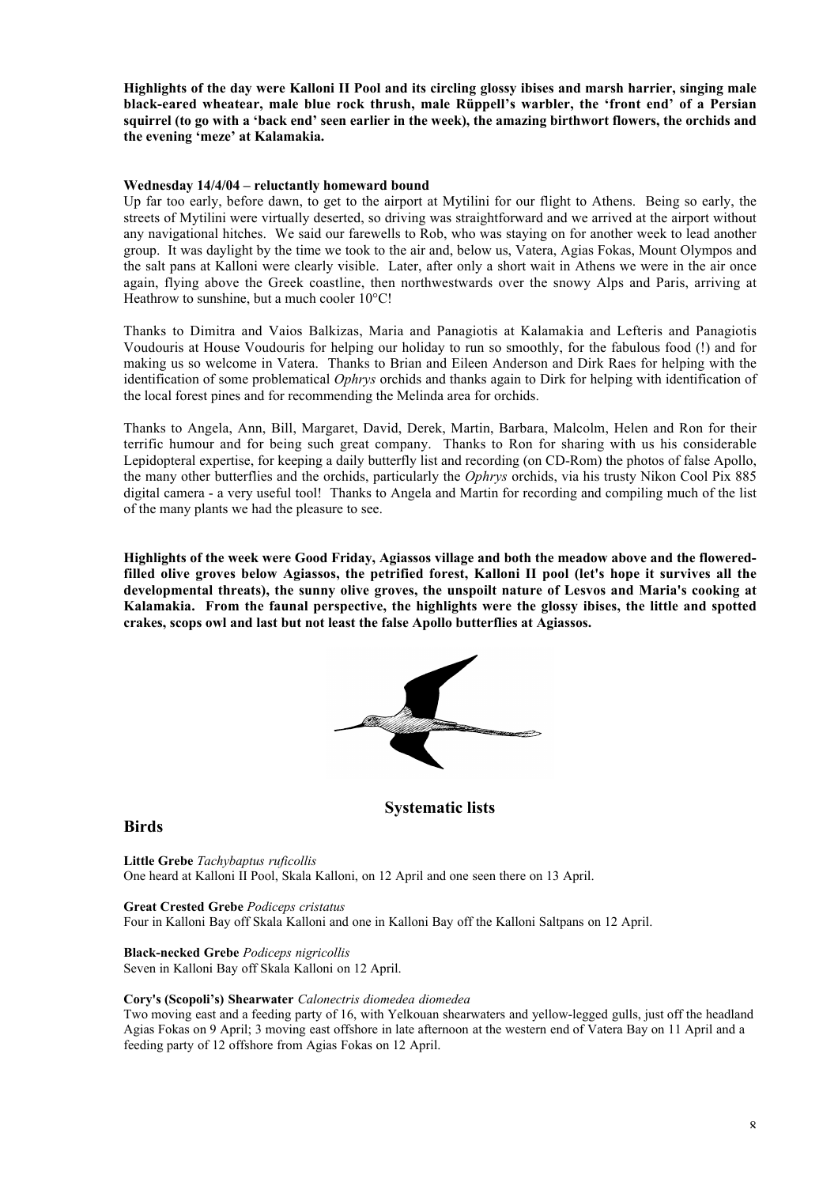**Highlights of the day were Kalloni II Pool and its circling glossy ibises and marsh harrier, singing male black-eared wheatear, male blue rock thrush, male Rüppell's warbler, the 'front end' of a Persian squirrel (to go with a 'back end' seen earlier in the week), the amazing birthwort flowers, the orchids and the evening 'meze' at Kalamakia.**

**Wednesday 14/4/04 – reluctantly homeward bound**

Up far too early, before dawn, to get to the airport at Mytilini for our flight to Athens. Being so early, the streets of Mytilini were virtually deserted, so driving was straightforward and we arrived at the airport without any navigational hitches. We said our farewells to Rob, who was staying on for another week to lead another group. It was daylight by the time we took to the air and, below us, Vatera, Agias Fokas, Mount Olympos and the salt pans at Kalloni were clearly visible. Later, after only a short wait in Athens we were in the air once again, flying above the Greek coastline, then northwestwards over the snowy Alps and Paris, arriving at Heathrow to sunshine, but a much cooler 10°C!

Thanks to Dimitra and Vaios Balkizas, Maria and Panagiotis at Kalamakia and Lefteris and Panagiotis Voudouris at House Voudouris for helping our holiday to run so smoothly, for the fabulous food (!) and for making us so welcome in Vatera. Thanks to Brian and Eileen Anderson and Dirk Raes for helping with the identification of some problematical *Ophrys* orchids and thanks again to Dirk for helping with identification of the local forest pines and for recommending the Melinda area for orchids.

Thanks to Angela, Ann, Bill, Margaret, David, Derek, Martin, Barbara, Malcolm, Helen and Ron for their terrific humour and for being such great company. Thanks to Ron for sharing with us his considerable Lepidopteral expertise, for keeping a daily butterfly list and recording (on CD-Rom) the photos of false Apollo, the many other butterflies and the orchids, particularly the *Ophrys* orchids, via his trusty Nikon Cool Pix 885 digital camera - a very useful tool! Thanks to Angela and Martin for recording and compiling much of the list of the many plants we had the pleasure to see.

**Highlights of the week were Good Friday, Agiassos village and both the meadow above and the flowered-filled olive groves below Agiassos, the petrified forest, Kalloni II pool (let's hope it survives all the developmental threats), the sunny olive groves, the unspoilt nature of Lesvos and Maria's cooking at Kalamakia. From the faunal perspective, the highlights were the glossy ibises, the little and spotted crakes, scops owl and last but not least the false Apollo butterflies at Agiassos.**

## Systematic lists

### Birds

**Little Grebe** *Tachybaptus ruficollis*
One heard at Kalloni II Pool, Skala Kalloni, on 12 April and one seen there on 13 April.

**Great Crested Grebe** *Podiceps cristatus*
Four in Kalloni Bay off Skala Kalloni and one in Kalloni Bay off the Kalloni Saltpans on 12 April.

**Black-necked Grebe** *Podiceps nigricollis*
Seven in Kalloni Bay off Skala Kalloni on 12 April.

**Cory's (Scopoli's) Shearwater** *Calonectris diomedea diomedea*
Two moving east and a feeding party of 16, with Yelkouan shearwaters and yellow-legged gulls, just off the headland Agias Fokas on 9 April; 3 moving east offshore in late afternoon at the western end of Vatera Bay on 11 April and a feeding party of 12 offshore from Agias Fokas on 12 April.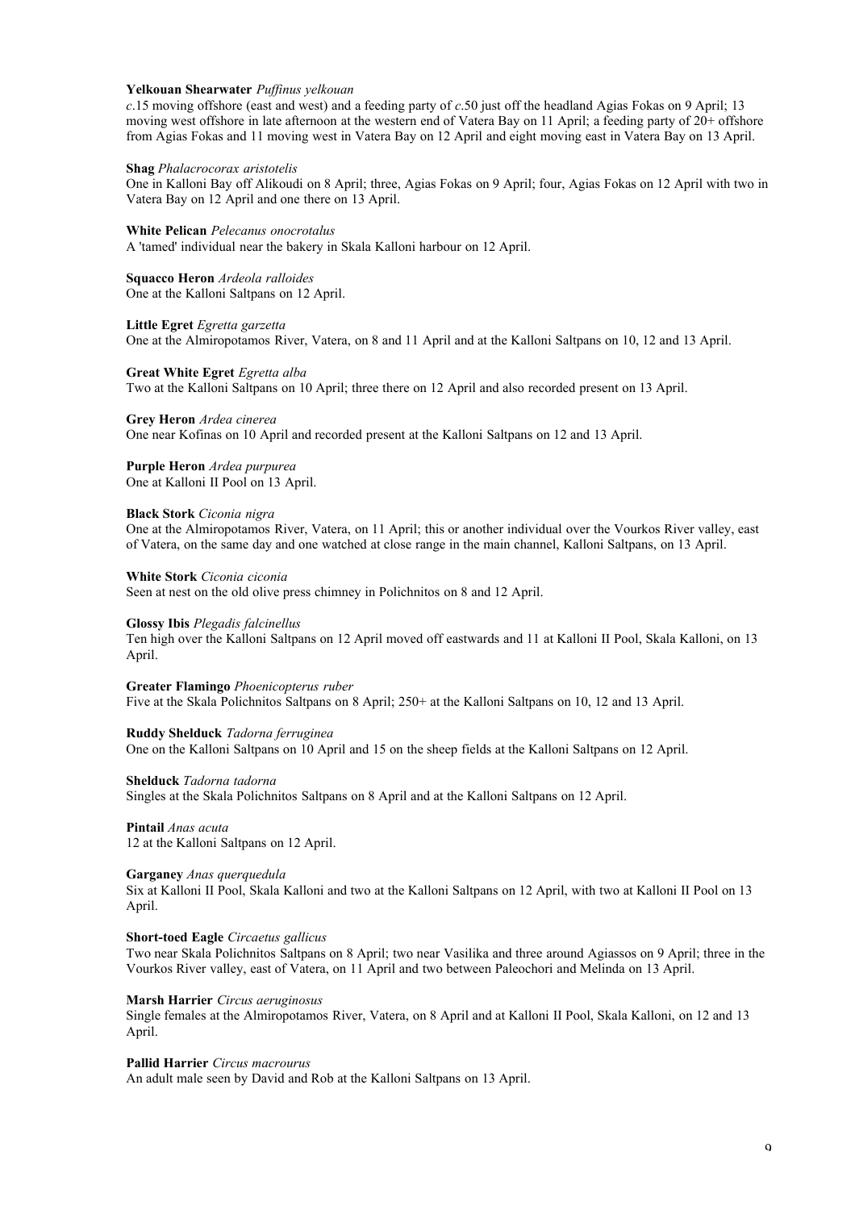**Yelkouan Shearwater** *Puffinus yelkouan*
*c*.15 moving offshore (east and west) and a feeding party of *c*.50 just off the headland Agias Fokas on 9 April; 13 moving west offshore in late afternoon at the western end of Vatera Bay on 11 April; a feeding party of 20+ offshore from Agias Fokas and 11 moving west in Vatera Bay on 12 April and eight moving east in Vatera Bay on 13 April.

**Shag** *Phalacrocorax aristotelis*
One in Kalloni Bay off Alikoudi on 8 April; three, Agias Fokas on 9 April; four, Agias Fokas on 12 April with two in Vatera Bay on 12 April and one there on 13 April.

**White Pelican** *Pelecanus onocrotalus*
A 'tamed' individual near the bakery in Skala Kalloni harbour on 12 April.

**Squacco Heron** *Ardeola ralloides*
One at the Kalloni Saltpans on 12 April.

**Little Egret** *Egretta garzetta*
One at the Almiropotamos River, Vatera, on 8 and 11 April and at the Kalloni Saltpans on 10, 12 and 13 April.

**Great White Egret** *Egretta alba*
Two at the Kalloni Saltpans on 10 April; three there on 12 April and also recorded present on 13 April.

**Grey Heron** *Ardea cinerea*
One near Kofinas on 10 April and recorded present at the Kalloni Saltpans on 12 and 13 April.

**Purple Heron** *Ardea purpurea*
One at Kalloni II Pool on 13 April.

**Black Stork** *Ciconia nigra*
One at the Almiropotamos River, Vatera, on 11 April; this or another individual over the Vourkos River valley, east of Vatera, on the same day and one watched at close range in the main channel, Kalloni Saltpans, on 13 April.

**White Stork** *Ciconia ciconia*
Seen at nest on the old olive press chimney in Polichnitos on 8 and 12 April.

**Glossy Ibis** *Plegadis falcinellus*
Ten high over the Kalloni Saltpans on 12 April moved off eastwards and 11 at Kalloni II Pool, Skala Kalloni, on 13 April.

**Greater Flamingo** *Phoenicopterus ruber*
Five at the Skala Polichnitos Saltpans on 8 April; 250+ at the Kalloni Saltpans on 10, 12 and 13 April.

**Ruddy Shelduck** *Tadorna ferruginea*
One on the Kalloni Saltpans on 10 April and 15 on the sheep fields at the Kalloni Saltpans on 12 April.

**Shelduck** *Tadorna tadorna*
Singles at the Skala Polichnitos Saltpans on 8 April and at the Kalloni Saltpans on 12 April.

**Pintail** *Anas acuta*
12 at the Kalloni Saltpans on 12 April.

**Garganey** *Anas querquedula*
Six at Kalloni II Pool, Skala Kalloni and two at the Kalloni Saltpans on 12 April, with two at Kalloni II Pool on 13 April.

**Short-toed Eagle** *Circaetus gallicus*
Two near Skala Polichnitos Saltpans on 8 April; two near Vasilika and three around Agiassos on 9 April; three in the Vourkos River valley, east of Vatera, on 11 April and two between Paleochori and Melinda on 13 April.

**Marsh Harrier** *Circus aeruginosus*
Single females at the Almiropotamos River, Vatera, on 8 April and at Kalloni II Pool, Skala Kalloni, on 12 and 13 April.

**Pallid Harrier** *Circus macrourus*
An adult male seen by David and Rob at the Kalloni Saltpans on 13 April.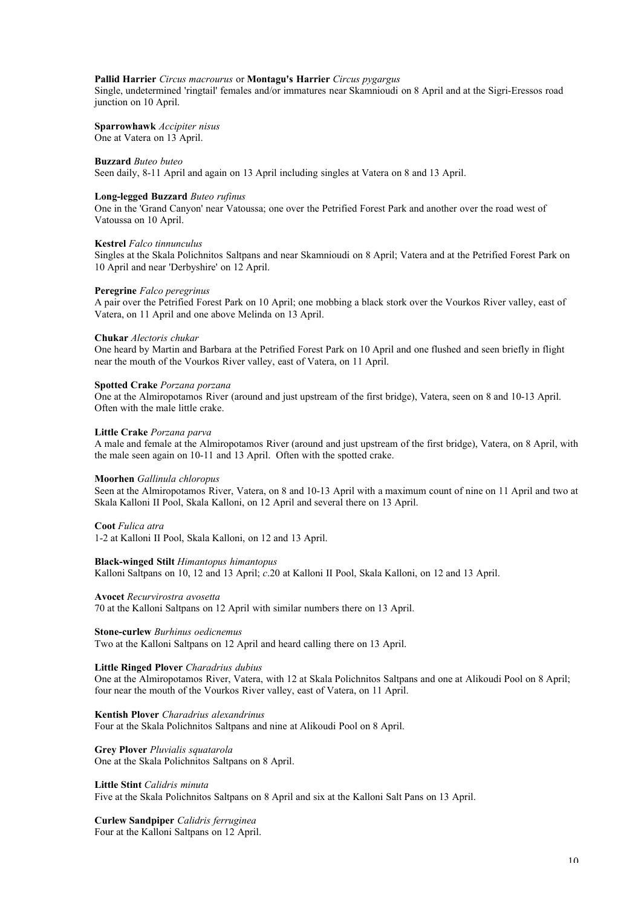**Pallid Harrier** *Circus macrourus* or **Montagu's Harrier** *Circus pygargus*
Single, undetermined 'ringtail' females and/or immatures near Skamnioudi on 8 April and at the Sigri-Eressos road junction on 10 April.

**Sparrowhawk** *Accipiter nisus*
One at Vatera on 13 April.

**Buzzard** *Buteo buteo*
Seen daily, 8-11 April and again on 13 April including singles at Vatera on 8 and 13 April.

**Long-legged Buzzard** *Buteo rufinus*
One in the 'Grand Canyon' near Vatoussa; one over the Petrified Forest Park and another over the road west of Vatoussa on 10 April.

**Kestrel** *Falco tinnunculus*
Singles at the Skala Polichnitos Saltpans and near Skamnioudi on 8 April; Vatera and at the Petrified Forest Park on 10 April and near 'Derbyshire' on 12 April.

**Peregrine** *Falco peregrinus*
A pair over the Petrified Forest Park on 10 April; one mobbing a black stork over the Vourkos River valley, east of Vatera, on 11 April and one above Melinda on 13 April.

**Chukar** *Alectoris chukar*
One heard by Martin and Barbara at the Petrified Forest Park on 10 April and one flushed and seen briefly in flight near the mouth of the Vourkos River valley, east of Vatera, on 11 April.

**Spotted Crake** *Porzana porzana*
One at the Almiropotamos River (around and just upstream of the first bridge), Vatera, seen on 8 and 10-13 April. Often with the male little crake.

**Little Crake** *Porzana parva*
A male and female at the Almiropotamos River (around and just upstream of the first bridge), Vatera, on 8 April, with the male seen again on 10-11 and 13 April. Often with the spotted crake.

**Moorhen** *Gallinula chloropus*
Seen at the Almiropotamos River, Vatera, on 8 and 10-13 April with a maximum count of nine on 11 April and two at Skala Kalloni II Pool, Skala Kalloni, on 12 April and several there on 13 April.

**Coot** *Fulica atra*
1-2 at Kalloni II Pool, Skala Kalloni, on 12 and 13 April.

**Black-winged Stilt** *Himantopus himantopus*
Kalloni Saltpans on 10, 12 and 13 April; *c*.20 at Kalloni II Pool, Skala Kalloni, on 12 and 13 April.

**Avocet** *Recurvirostra avosetta*
70 at the Kalloni Saltpans on 12 April with similar numbers there on 13 April.

**Stone-curlew** *Burhinus oedicnemus*
Two at the Kalloni Saltpans on 12 April and heard calling there on 13 April.

**Little Ringed Plover** *Charadrius dubius*
One at the Almiropotamos River, Vatera, with 12 at Skala Polichnitos Saltpans and one at Alikoudi Pool on 8 April; four near the mouth of the Vourkos River valley, east of Vatera, on 11 April.

**Kentish Plover** *Charadrius alexandrinus*
Four at the Skala Polichnitos Saltpans and nine at Alikoudi Pool on 8 April.

**Grey Plover** *Pluvialis squatarola*
One at the Skala Polichnitos Saltpans on 8 April.

**Little Stint** *Calidris minuta*
Five at the Skala Polichnitos Saltpans on 8 April and six at the Kalloni Salt Pans on 13 April.

**Curlew Sandpiper** *Calidris ferruginea*
Four at the Kalloni Saltpans on 12 April.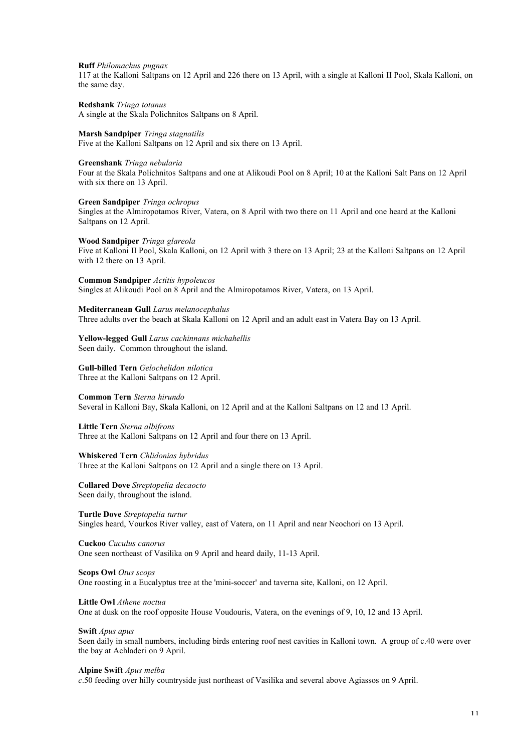**Ruff** *Philomachus pugnax*
117 at the Kalloni Saltpans on 12 April and 226 there on 13 April, with a single at Kalloni II Pool, Skala Kalloni, on the same day.

**Redshank** *Tringa totanus*
A single at the Skala Polichnitos Saltpans on 8 April.

**Marsh Sandpiper** *Tringa stagnatilis*
Five at the Kalloni Saltpans on 12 April and six there on 13 April.

**Greenshank** *Tringa nebularia*
Four at the Skala Polichnitos Saltpans and one at Alikoudi Pool on 8 April; 10 at the Kalloni Salt Pans on 12 April with six there on 13 April.

**Green Sandpiper** *Tringa ochropus*
Singles at the Almiropotamos River, Vatera, on 8 April with two there on 11 April and one heard at the Kalloni Saltpans on 12 April.

**Wood Sandpiper** *Tringa glareola*
Five at Kalloni II Pool, Skala Kalloni, on 12 April with 3 there on 13 April; 23 at the Kalloni Saltpans on 12 April with 12 there on 13 April.

**Common Sandpiper** *Actitis hypoleucos*
Singles at Alikoudi Pool on 8 April and the Almiropotamos River, Vatera, on 13 April.

**Mediterranean Gull** *Larus melanocephalus*
Three adults over the beach at Skala Kalloni on 12 April and an adult east in Vatera Bay on 13 April.

**Yellow-legged Gull** *Larus cachinnans michahellis*
Seen daily. Common throughout the island.

**Gull-billed Tern** *Gelochelidon nilotica*
Three at the Kalloni Saltpans on 12 April.

**Common Tern** *Sterna hirundo*
Several in Kalloni Bay, Skala Kalloni, on 12 April and at the Kalloni Saltpans on 12 and 13 April.

**Little Tern** *Sterna albifrons*
Three at the Kalloni Saltpans on 12 April and four there on 13 April.

**Whiskered Tern** *Chlidonias hybridus*
Three at the Kalloni Saltpans on 12 April and a single there on 13 April.

**Collared Dove** *Streptopelia decaocto*
Seen daily, throughout the island.

**Turtle Dove** *Streptopelia turtur*
Singles heard, Vourkos River valley, east of Vatera, on 11 April and near Neochori on 13 April.

**Cuckoo** *Cuculus canorus*
One seen northeast of Vasilika on 9 April and heard daily, 11-13 April.

**Scops Owl** *Otus scops*
One roosting in a Eucalyptus tree at the 'mini-soccer' and taverna site, Kalloni, on 12 April.

**Little Owl** *Athene noctua*
One at dusk on the roof opposite House Voudouris, Vatera, on the evenings of 9, 10, 12 and 13 April.

**Swift** *Apus apus*
Seen daily in small numbers, including birds entering roof nest cavities in Kalloni town. A group of c.40 were over the bay at Achladeri on 9 April.

**Alpine Swift** *Apus melba*
*c*.50 feeding over hilly countryside just northeast of Vasilika and several above Agiassos on 9 April.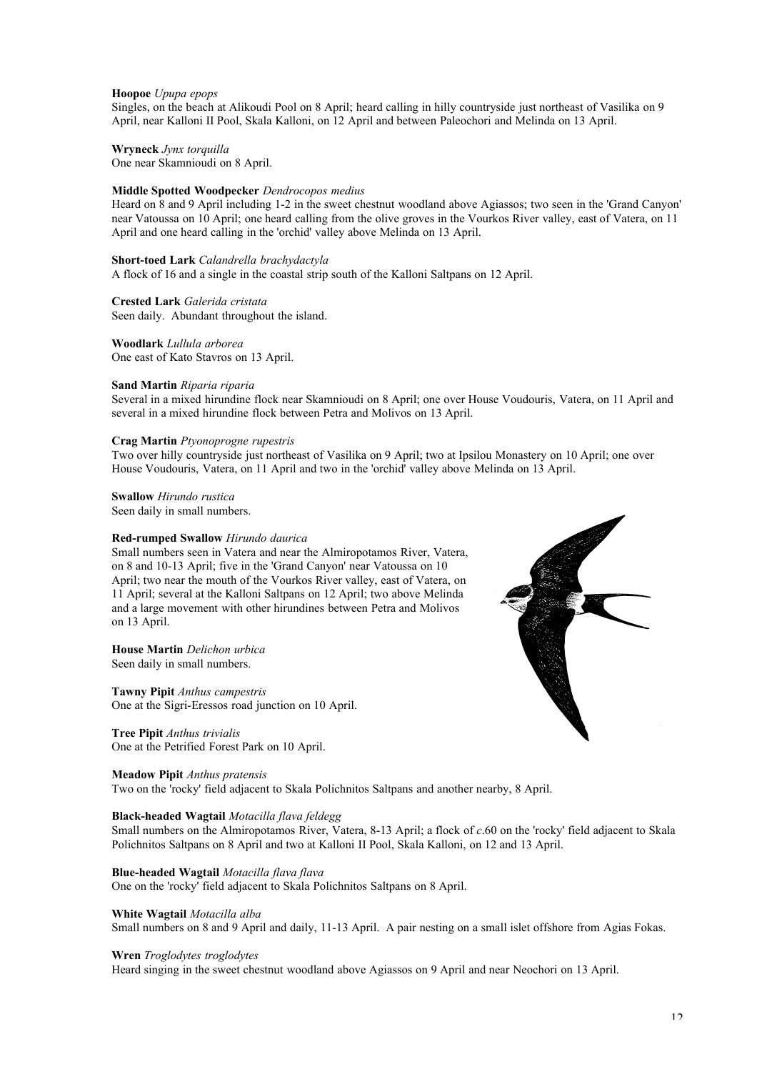**Hoopoe** *Upupa epops*
Singles, on the beach at Alikoudi Pool on 8 April; heard calling in hilly countryside just northeast of Vasilika on 9 April, near Kalloni II Pool, Skala Kalloni, on 12 April and between Paleochori and Melinda on 13 April.

**Wryneck** *Jynx torquilla*
One near Skamnioudi on 8 April.

**Middle Spotted Woodpecker** *Dendrocopos medius*
Heard on 8 and 9 April including 1-2 in the sweet chestnut woodland above Agiassos; two seen in the 'Grand Canyon' near Vatoussa on 10 April; one heard calling from the olive groves in the Vourkos River valley, east of Vatera, on 11 April and one heard calling in the 'orchid' valley above Melinda on 13 April.

**Short-toed Lark** *Calandrella brachydactyla*
A flock of 16 and a single in the coastal strip south of the Kalloni Saltpans on 12 April.

**Crested Lark** *Galerida cristata*
Seen daily. Abundant throughout the island.

**Woodlark** *Lullula arborea*
One east of Kato Stavros on 13 April.

**Sand Martin** *Riparia riparia*
Several in a mixed hirundine flock near Skamnioudi on 8 April; one over House Voudouris, Vatera, on 11 April and several in a mixed hirundine flock between Petra and Molivos on 13 April.

**Crag Martin** *Ptyonoprogne rupestris*
Two over hilly countryside just northeast of Vasilika on 9 April; two at Ipsilou Monastery on 10 April; one over House Voudouris, Vatera, on 11 April and two in the 'orchid' valley above Melinda on 13 April.

**Swallow** *Hirundo rustica*
Seen daily in small numbers.

**Red-rumped Swallow** *Hirundo daurica*
Small numbers seen in Vatera and near the Almiropotamos River, Vatera, on 8 and 10-13 April; five in the 'Grand Canyon' near Vatoussa on 10 April; two near the mouth of the Vourkos River valley, east of Vatera, on 11 April; several at the Kalloni Saltpans on 12 April; two above Melinda and a large movement with other hirundines between Petra and Molivos on 13 April.

**House Martin** *Delichon urbica*
Seen daily in small numbers.

**Tawny Pipit** *Anthus campestris*
One at the Sigri-Eressos road junction on 10 April.

**Tree Pipit** *Anthus trivialis*
One at the Petrified Forest Park on 10 April.

**Meadow Pipit** *Anthus pratensis*
Two on the 'rocky' field adjacent to Skala Polichnitos Saltpans and another nearby, 8 April.

**Black-headed Wagtail** *Motacilla flava feldegg*
Small numbers on the Almiropotamos River, Vatera, 8-13 April; a flock of *c*.60 on the 'rocky' field adjacent to Skala Polichnitos Saltpans on 8 April and two at Kalloni II Pool, Skala Kalloni, on 12 and 13 April.

**Blue-headed Wagtail** *Motacilla flava flava*
One on the 'rocky' field adjacent to Skala Polichnitos Saltpans on 8 April.

**White Wagtail** *Motacilla alba*
Small numbers on 8 and 9 April and daily, 11-13 April. A pair nesting on a small islet offshore from Agias Fokas.

**Wren** *Troglodytes troglodytes*
Heard singing in the sweet chestnut woodland above Agiassos on 9 April and near Neochori on 13 April.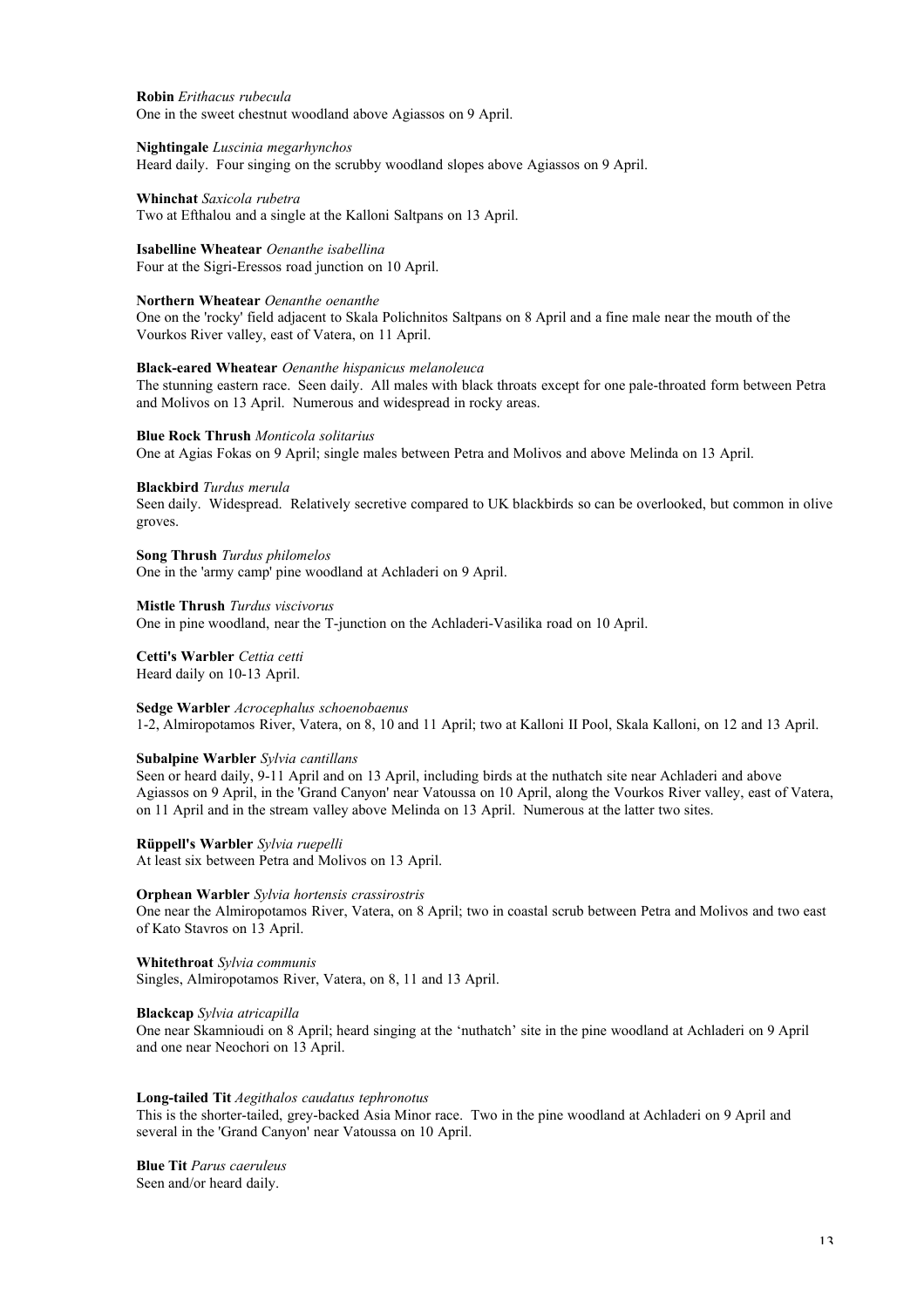**Robin** *Erithacus rubecula*
One in the sweet chestnut woodland above Agiassos on 9 April.

**Nightingale** *Luscinia megarhynchos*
Heard daily. Four singing on the scrubby woodland slopes above Agiassos on 9 April.

**Whinchat** *Saxicola rubetra*
Two at Efthalou and a single at the Kalloni Saltpans on 13 April.

**Isabelline Wheatear** *Oenanthe isabellina*
Four at the Sigri-Eressos road junction on 10 April.

**Northern Wheatear** *Oenanthe oenanthe*
One on the 'rocky' field adjacent to Skala Polichnitos Saltpans on 8 April and a fine male near the mouth of the Vourkos River valley, east of Vatera, on 11 April.

**Black-eared Wheatear** *Oenanthe hispanicus melanoleuca*
The stunning eastern race. Seen daily. All males with black throats except for one pale-throated form between Petra and Molivos on 13 April. Numerous and widespread in rocky areas.

**Blue Rock Thrush** *Monticola solitarius*
One at Agias Fokas on 9 April; single males between Petra and Molivos and above Melinda on 13 April.

**Blackbird** *Turdus merula*
Seen daily. Widespread. Relatively secretive compared to UK blackbirds so can be overlooked, but common in olive groves.

**Song Thrush** *Turdus philomelos*
One in the 'army camp' pine woodland at Achladeri on 9 April.

**Mistle Thrush** *Turdus viscivorus*
One in pine woodland, near the T-junction on the Achladeri-Vasilika road on 10 April.

**Cetti's Warbler** *Cettia cetti*
Heard daily on 10-13 April.

**Sedge Warbler** *Acrocephalus schoenobaenus*
1-2, Almiropotamos River, Vatera, on 8, 10 and 11 April; two at Kalloni II Pool, Skala Kalloni, on 12 and 13 April.

**Subalpine Warbler** *Sylvia cantillans*
Seen or heard daily, 9-11 April and on 13 April, including birds at the nuthatch site near Achladeri and above Agiassos on 9 April, in the 'Grand Canyon' near Vatoussa on 10 April, along the Vourkos River valley, east of Vatera, on 11 April and in the stream valley above Melinda on 13 April. Numerous at the latter two sites.

**Rüppell's Warbler** *Sylvia ruepelli*
At least six between Petra and Molivos on 13 April.

**Orphean Warbler** *Sylvia hortensis crassirostris*
One near the Almiropotamos River, Vatera, on 8 April; two in coastal scrub between Petra and Molivos and two east of Kato Stavros on 13 April.

**Whitethroat** *Sylvia communis*
Singles, Almiropotamos River, Vatera, on 8, 11 and 13 April.

**Blackcap** *Sylvia atricapilla*
One near Skamnioudi on 8 April; heard singing at the 'nuthatch' site in the pine woodland at Achladeri on 9 April and one near Neochori on 13 April.

**Long-tailed Tit** *Aegithalos caudatus tephronotus*
This is the shorter-tailed, grey-backed Asia Minor race. Two in the pine woodland at Achladeri on 9 April and several in the 'Grand Canyon' near Vatoussa on 10 April.

**Blue Tit** *Parus caeruleus*
Seen and/or heard daily.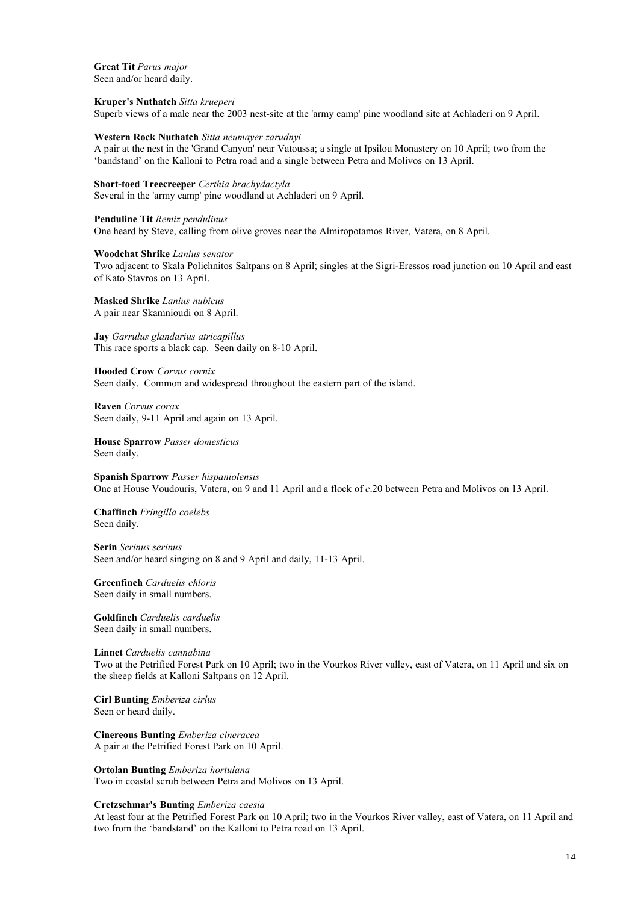**Great Tit** *Parus major*
Seen and/or heard daily.

**Kruper's Nuthatch** *Sitta krueperi*
Superb views of a male near the 2003 nest-site at the 'army camp' pine woodland site at Achladeri on 9 April.

**Western Rock Nuthatch** *Sitta neumayer zarudnyi*
A pair at the nest in the 'Grand Canyon' near Vatoussa; a single at Ipsilou Monastery on 10 April; two from the 'bandstand' on the Kalloni to Petra road and a single between Petra and Molivos on 13 April.

**Short-toed Treecreeper** *Certhia brachydactyla*
Several in the 'army camp' pine woodland at Achladeri on 9 April.

**Penduline Tit** *Remiz pendulinus*
One heard by Steve, calling from olive groves near the Almiropotamos River, Vatera, on 8 April.

**Woodchat Shrike** *Lanius senator*
Two adjacent to Skala Polichnitos Saltpans on 8 April; singles at the Sigri-Eressos road junction on 10 April and east of Kato Stavros on 13 April.

**Masked Shrike** *Lanius nubicus*
A pair near Skamnioudi on 8 April.

**Jay** *Garrulus glandarius atricapillus*
This race sports a black cap. Seen daily on 8-10 April.

**Hooded Crow** *Corvus cornix*
Seen daily. Common and widespread throughout the eastern part of the island.

**Raven** *Corvus corax*
Seen daily, 9-11 April and again on 13 April.

**House Sparrow** *Passer domesticus*
Seen daily.

**Spanish Sparrow** *Passer hispaniolensis*
One at House Voudouris, Vatera, on 9 and 11 April and a flock of *c*.20 between Petra and Molivos on 13 April.

**Chaffinch** *Fringilla coelebs*
Seen daily.

**Serin** *Serinus serinus*
Seen and/or heard singing on 8 and 9 April and daily, 11-13 April.

**Greenfinch** *Carduelis chloris*
Seen daily in small numbers.

**Goldfinch** *Carduelis carduelis*
Seen daily in small numbers.

**Linnet** *Carduelis cannabina*
Two at the Petrified Forest Park on 10 April; two in the Vourkos River valley, east of Vatera, on 11 April and six on the sheep fields at Kalloni Saltpans on 12 April.

**Cirl Bunting** *Emberiza cirlus*
Seen or heard daily.

**Cinereous Bunting** *Emberiza cineracea*
A pair at the Petrified Forest Park on 10 April.

**Ortolan Bunting** *Emberiza hortulana*
Two in coastal scrub between Petra and Molivos on 13 April.

**Cretzschmar's Bunting** *Emberiza caesia*
At least four at the Petrified Forest Park on 10 April; two in the Vourkos River valley, east of Vatera, on 11 April and two from the 'bandstand' on the Kalloni to Petra road on 13 April.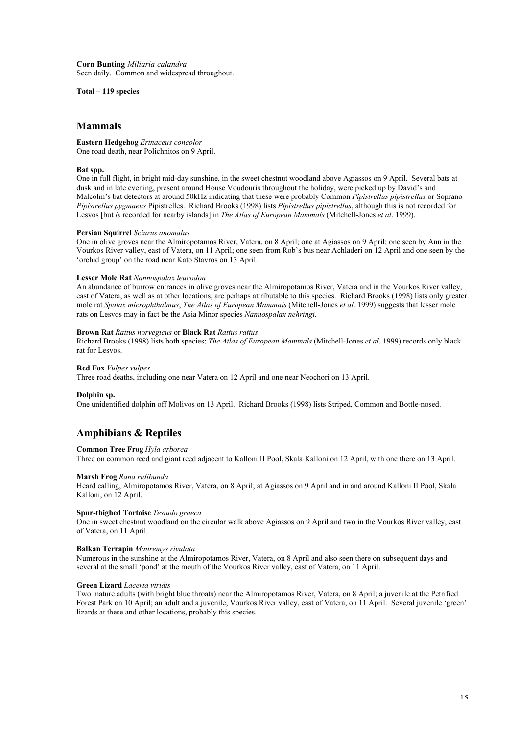**Corn Bunting** *Miliaria calandra*
Seen daily. Common and widespread throughout.

**Total – 119 species**

## Mammals

**Eastern Hedgehog** *Erinaceus concolor*
One road death, near Polichnitos on 9 April.

**Bat spp.**
One in full flight, in bright mid-day sunshine, in the sweet chestnut woodland above Agiassos on 9 April. Several bats at dusk and in late evening, present around House Voudouris throughout the holiday, were picked up by David's and Malcolm's bat detectors at around 50kHz indicating that these were probably Common *Pipistrellus pipistrellus* or Soprano *Pipistrellus pygmaeus* Pipistrelles. Richard Brooks (1998) lists *Pipistrellus pipistrellus*, although this is not recorded for Lesvos [but *is* recorded for nearby islands] in *The Atlas of European Mammals* (Mitchell-Jones *et al*. 1999).

**Persian Squirrel** *Sciurus anomalus*
One in olive groves near the Almiropotamos River, Vatera, on 8 April; one at Agiassos on 9 April; one seen by Ann in the Vourkos River valley, east of Vatera, on 11 April; one seen from Rob's bus near Achladeri on 12 April and one seen by the 'orchid group' on the road near Kato Stavros on 13 April.

**Lesser Mole Rat** *Nannospalax leucodon*
An abundance of burrow entrances in olive groves near the Almiropotamos River, Vatera and in the Vourkos River valley, east of Vatera, as well as at other locations, are perhaps attributable to this species. Richard Brooks (1998) lists only greater mole rat *Spalax microphthalmus*; *The Atlas of European Mammals* (Mitchell-Jones *et al*. 1999) suggests that lesser mole rats on Lesvos may in fact be the Asia Minor species *Nannospalax nehringi*.

**Brown Rat** *Rattus norvegicus* or **Black Rat** *Rattus rattus*
Richard Brooks (1998) lists both species; *The Atlas of European Mammals* (Mitchell-Jones *et al*. 1999) records only black rat for Lesvos.

**Red Fox** *Vulpes vulpes*
Three road deaths, including one near Vatera on 12 April and one near Neochori on 13 April.

**Dolphin sp.**
One unidentified dolphin off Molivos on 13 April. Richard Brooks (1998) lists Striped, Common and Bottle-nosed.

## Amphibians & Reptiles

**Common Tree Frog** *Hyla arborea*
Three on common reed and giant reed adjacent to Kalloni II Pool, Skala Kalloni on 12 April, with one there on 13 April.

**Marsh Frog** *Rana ridibunda*
Heard calling, Almiropotamos River, Vatera, on 8 April; at Agiassos on 9 April and in and around Kalloni II Pool, Skala Kalloni, on 12 April.

**Spur-thighed Tortoise** *Testudo graeca*
One in sweet chestnut woodland on the circular walk above Agiassos on 9 April and two in the Vourkos River valley, east of Vatera, on 11 April.

**Balkan Terrapin** *Mauremys rivulata*
Numerous in the sunshine at the Almiropotamos River, Vatera, on 8 April and also seen there on subsequent days and several at the small 'pond' at the mouth of the Vourkos River valley, east of Vatera, on 11 April.

**Green Lizard** *Lacerta viridis*
Two mature adults (with bright blue throats) near the Almiropotamos River, Vatera, on 8 April; a juvenile at the Petrified Forest Park on 10 April; an adult and a juvenile, Vourkos River valley, east of Vatera, on 11 April. Several juvenile 'green' lizards at these and other locations, probably this species.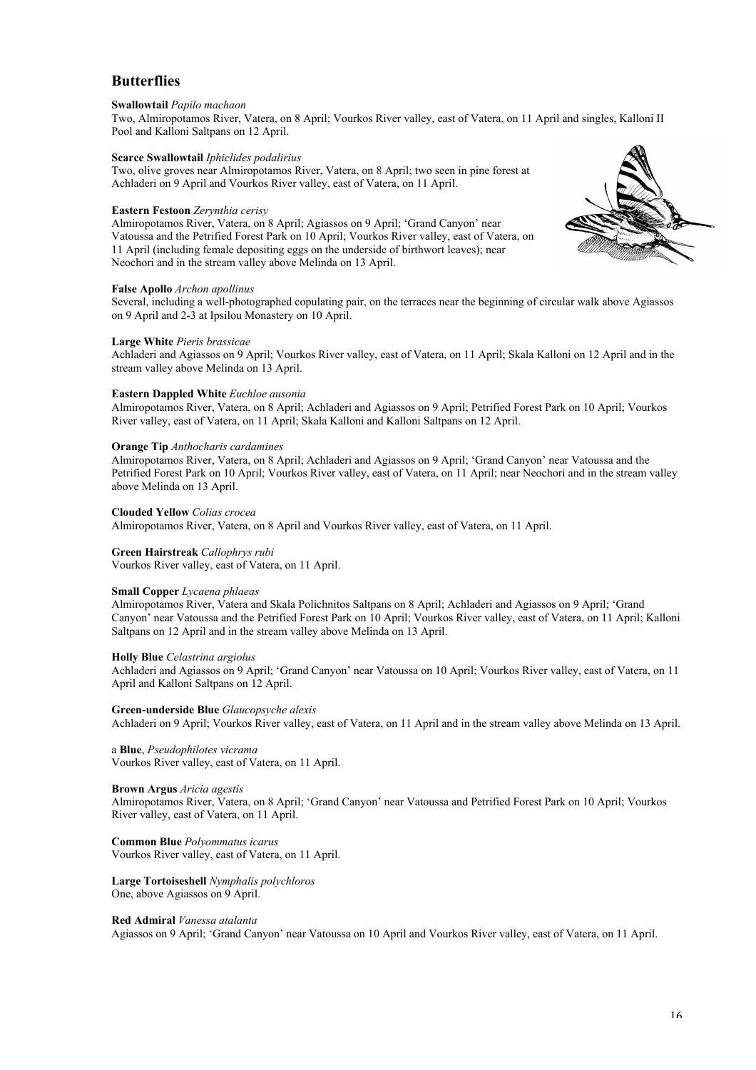## Butterflies

**Swallowtail** *Papilo machaon*
Two, Almiropotamos River, Vatera, on 8 April; Vourkos River valley, east of Vatera, on 11 April and singles, Kalloni II Pool and Kalloni Saltpans on 12 April.

**Scarce Swallowtail** *Iphiclides podalirius*
Two, olive groves near Almiropotamos River, Vatera, on 8 April; two seen in pine forest at Achladeri on 9 April and Vourkos River valley, east of Vatera, on 11 April.

**Eastern Festoon** *Zerynthia cerisy*
Almiropotamos River, Vatera, on 8 April; Agiassos on 9 April; 'Grand Canyon' near Vatoussa and the Petrified Forest Park on 10 April; Vourkos River valley, east of Vatera, on 11 April (including female depositing eggs on the underside of birthwort leaves); near Neochori and in the stream valley above Melinda on 13 April.

**False Apollo** *Archon apollinus*
Several, including a well-photographed copulating pair, on the terraces near the beginning of circular walk above Agiassos on 9 April and 2-3 at Ipsilou Monastery on 10 April.

**Large White** *Pieris brassicae*
Achladeri and Agiassos on 9 April; Vourkos River valley, east of Vatera, on 11 April; Skala Kalloni on 12 April and in the stream valley above Melinda on 13 April.

**Eastern Dappled White** *Euchloe ausonia*
Almiropotamos River, Vatera, on 8 April; Achladeri and Agiassos on 9 April; Petrified Forest Park on 10 April; Vourkos River valley, east of Vatera, on 11 April; Skala Kalloni and Kalloni Saltpans on 12 April.

**Orange Tip** *Anthocharis cardamines*
Almiropotamos River, Vatera, on 8 April; Achladeri and Agiassos on 9 April; 'Grand Canyon' near Vatoussa and the Petrified Forest Park on 10 April; Vourkos River valley, east of Vatera, on 11 April; near Neochori and in the stream valley above Melinda on 13 April.

**Clouded Yellow** *Colias crocea*
Almiropotamos River, Vatera, on 8 April and Vourkos River valley, east of Vatera, on 11 April.

**Green Hairstreak** *Callophrys rubi*
Vourkos River valley, east of Vatera, on 11 April.

**Small Copper** *Lycaena phlaeas*
Almiropotamos River, Vatera and Skala Polichnitos Saltpans on 8 April; Achladeri and Agiassos on 9 April; 'Grand Canyon' near Vatoussa and the Petrified Forest Park on 10 April; Vourkos River valley, east of Vatera, on 11 April; Kalloni Saltpans on 12 April and in the stream valley above Melinda on 13 April.

**Holly Blue** *Celastrina argiolus*
Achladeri and Agiassos on 9 April; 'Grand Canyon' near Vatoussa on 10 April; Vourkos River valley, east of Vatera, on 11 April and Kalloni Saltpans on 12 April.

**Green-underside Blue** *Glaucopsyche alexis*
Achladeri on 9 April; Vourkos River valley, east of Vatera, on 11 April and in the stream valley above Melinda on 13 April.

a **Blue**, *Pseudophilotes vicrama*
Vourkos River valley, east of Vatera, on 11 April.

**Brown Argus** *Aricia agestis*
Almiropotamos River, Vatera, on 8 April; 'Grand Canyon' near Vatoussa and Petrified Forest Park on 10 April; Vourkos River valley, east of Vatera, on 11 April.

**Common Blue** *Polyommatus icarus*
Vourkos River valley, east of Vatera, on 11 April.

**Large Tortoiseshell** *Nymphalis polychloros*
One, above Agiassos on 9 April.

**Red Admiral** *Vanessa atalanta*
Agiassos on 9 April; 'Grand Canyon' near Vatoussa on 10 April and Vourkos River valley, east of Vatera, on 11 April.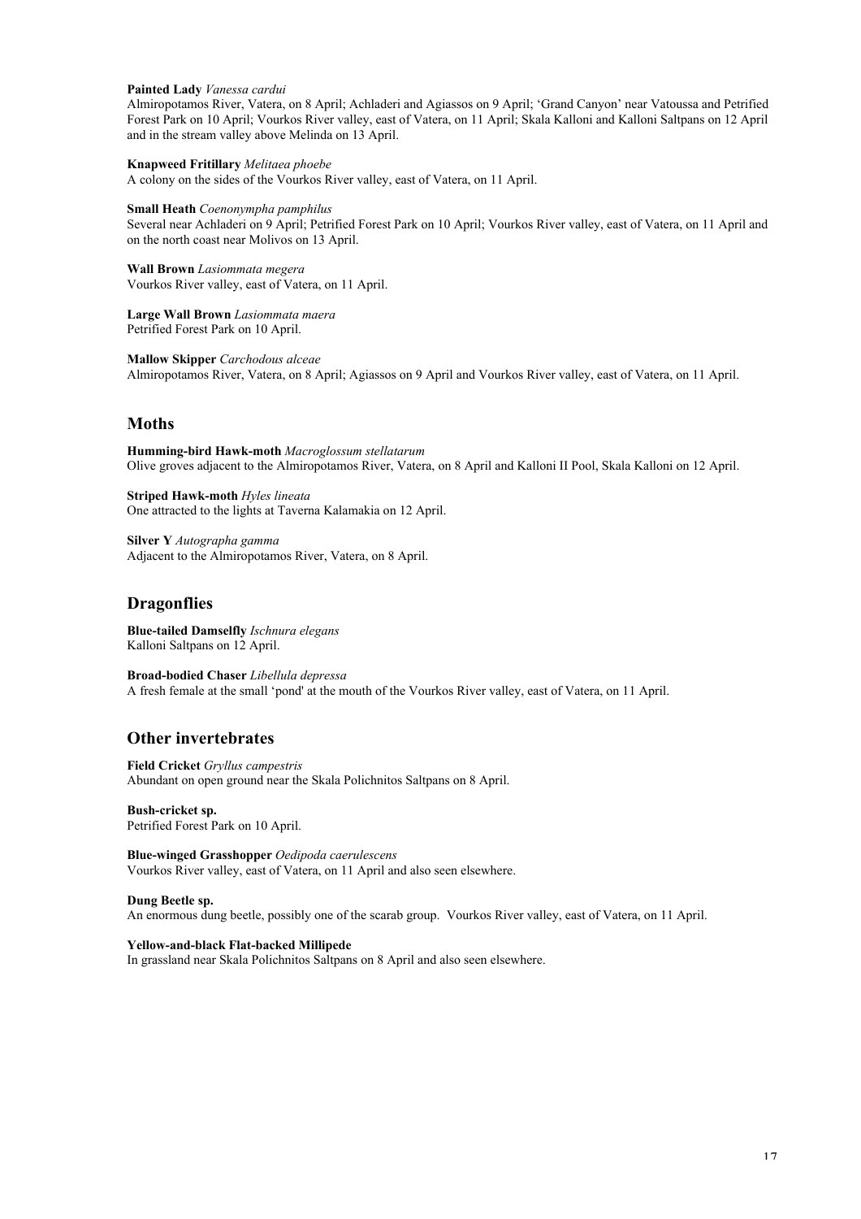**Painted Lady** *Vanessa cardui*
Almiropotamos River, Vatera, on 8 April; Achladeri and Agiassos on 9 April; 'Grand Canyon' near Vatoussa and Petrified Forest Park on 10 April; Vourkos River valley, east of Vatera, on 11 April; Skala Kalloni and Kalloni Saltpans on 12 April and in the stream valley above Melinda on 13 April.

**Knapweed Fritillary** *Melitaea phoebe*
A colony on the sides of the Vourkos River valley, east of Vatera, on 11 April.

**Small Heath** *Coenonympha pamphilus*
Several near Achladeri on 9 April; Petrified Forest Park on 10 April; Vourkos River valley, east of Vatera, on 11 April and on the north coast near Molivos on 13 April.

**Wall Brown** *Lasiommata megera*
Vourkos River valley, east of Vatera, on 11 April.

**Large Wall Brown** *Lasiommata maera*
Petrified Forest Park on 10 April.

**Mallow Skipper** *Carchodous alceae*
Almiropotamos River, Vatera, on 8 April; Agiassos on 9 April and Vourkos River valley, east of Vatera, on 11 April.

## Moths

**Humming-bird Hawk-moth** *Macroglossum stellatarum*
Olive groves adjacent to the Almiropotamos River, Vatera, on 8 April and Kalloni II Pool, Skala Kalloni on 12 April.

**Striped Hawk-moth** *Hyles lineata*
One attracted to the lights at Taverna Kalamakia on 12 April.

**Silver Y** *Autographa gamma*
Adjacent to the Almiropotamos River, Vatera, on 8 April.

## Dragonflies

**Blue-tailed Damselfly** *Ischnura elegans*
Kalloni Saltpans on 12 April.

**Broad-bodied Chaser** *Libellula depressa*
A fresh female at the small 'pond' at the mouth of the Vourkos River valley, east of Vatera, on 11 April.

## Other invertebrates

**Field Cricket** *Gryllus campestris*
Abundant on open ground near the Skala Polichnitos Saltpans on 8 April.

**Bush-cricket sp.**
Petrified Forest Park on 10 April.

**Blue-winged Grasshopper** *Oedipoda caerulescens*
Vourkos River valley, east of Vatera, on 11 April and also seen elsewhere.

**Dung Beetle sp.**
An enormous dung beetle, possibly one of the scarab group. Vourkos River valley, east of Vatera, on 11 April.

**Yellow-and-black Flat-backed Millipede**
In grassland near Skala Polichnitos Saltpans on 8 April and also seen elsewhere.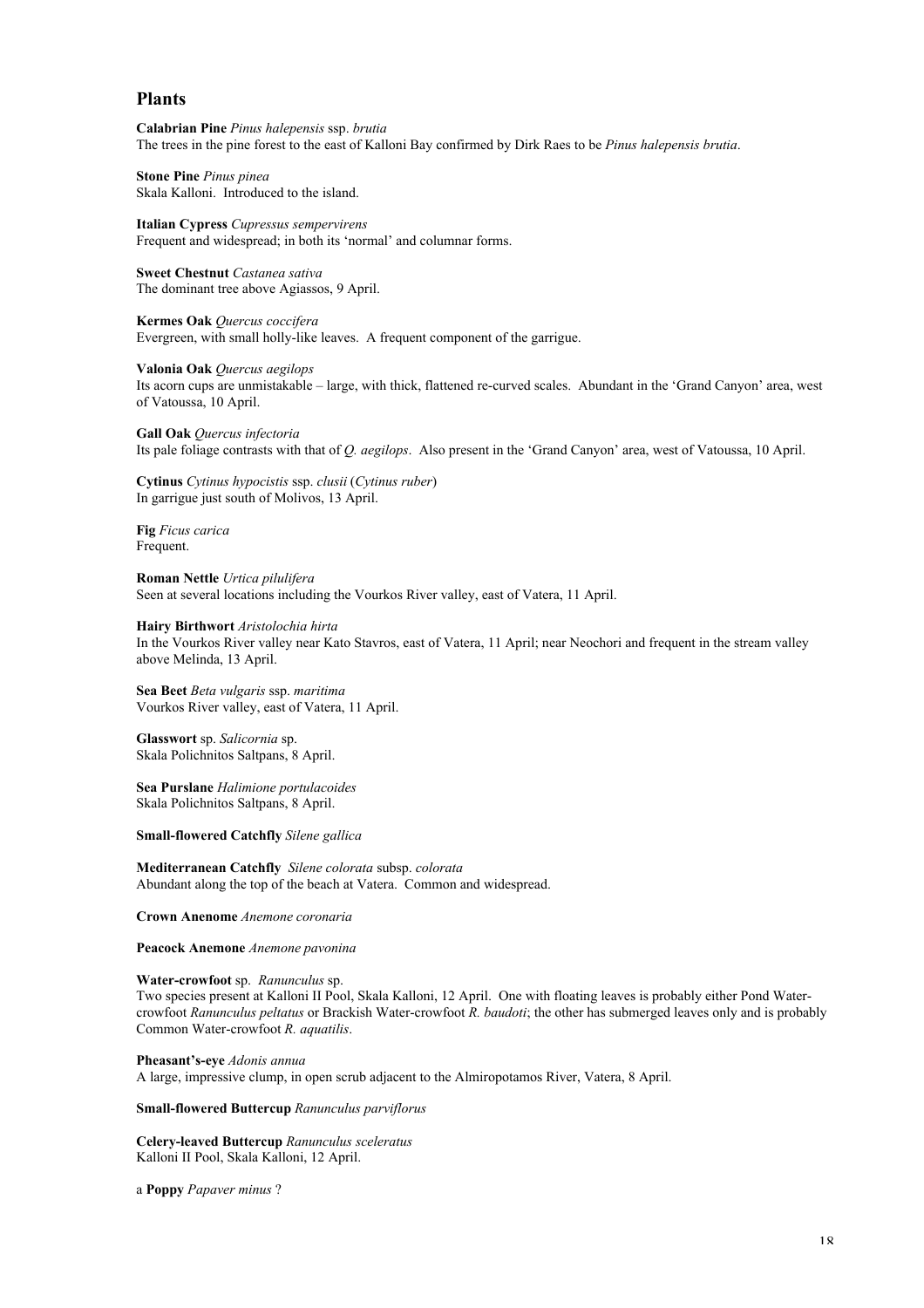## Plants

**Calabrian Pine** *Pinus halepensis* ssp. *brutia*
The trees in the pine forest to the east of Kalloni Bay confirmed by Dirk Raes to be *Pinus halepensis brutia*.

**Stone Pine** *Pinus pinea*
Skala Kalloni. Introduced to the island.

**Italian Cypress** *Cupressus sempervirens*
Frequent and widespread; in both its 'normal' and columnar forms.

**Sweet Chestnut** *Castanea sativa*
The dominant tree above Agiassos, 9 April.

**Kermes Oak** *Quercus coccifera*
Evergreen, with small holly-like leaves. A frequent component of the garrigue.

**Valonia Oak** *Quercus aegilops*
Its acorn cups are unmistakable – large, with thick, flattened re-curved scales. Abundant in the 'Grand Canyon' area, west of Vatoussa, 10 April.

**Gall Oak** *Quercus infectoria*
Its pale foliage contrasts with that of *Q. aegilops*. Also present in the 'Grand Canyon' area, west of Vatoussa, 10 April.

**Cytinus** *Cytinus hypocistis* ssp. *clusii* (*Cytinus ruber*)
In garrigue just south of Molivos, 13 April.

**Fig** *Ficus carica*
Frequent.

**Roman Nettle** *Urtica pilulifera*
Seen at several locations including the Vourkos River valley, east of Vatera, 11 April.

**Hairy Birthwort** *Aristolochia hirta*
In the Vourkos River valley near Kato Stavros, east of Vatera, 11 April; near Neochori and frequent in the stream valley above Melinda, 13 April.

**Sea Beet** *Beta vulgaris* ssp. *maritima*
Vourkos River valley, east of Vatera, 11 April.

**Glasswort** sp. *Salicornia* sp.
Skala Polichnitos Saltpans, 8 April.

**Sea Purslane** *Halimione portulacoides*
Skala Polichnitos Saltpans, 8 April.

**Small-flowered Catchfly** *Silene gallica*

**Mediterranean Catchfly** *Silene colorata* subsp. *colorata*
Abundant along the top of the beach at Vatera. Common and widespread.

**Crown Anenome** *Anemone coronaria*

**Peacock Anemone** *Anemone pavonina*

**Water-crowfoot** sp. *Ranunculus* sp.
Two species present at Kalloni II Pool, Skala Kalloni, 12 April. One with floating leaves is probably either Pond Water-crowfoot *Ranunculus peltatus* or Brackish Water-crowfoot *R. baudoti*; the other has submerged leaves only and is probably Common Water-crowfoot *R. aquatilis*.

**Pheasant's-eye** *Adonis annua*
A large, impressive clump, in open scrub adjacent to the Almiropotamos River, Vatera, 8 April.

**Small-flowered Buttercup** *Ranunculus parviflorus*

**Celery-leaved Buttercup** *Ranunculus sceleratus*
Kalloni II Pool, Skala Kalloni, 12 April.

a **Poppy** *Papaver minus* ?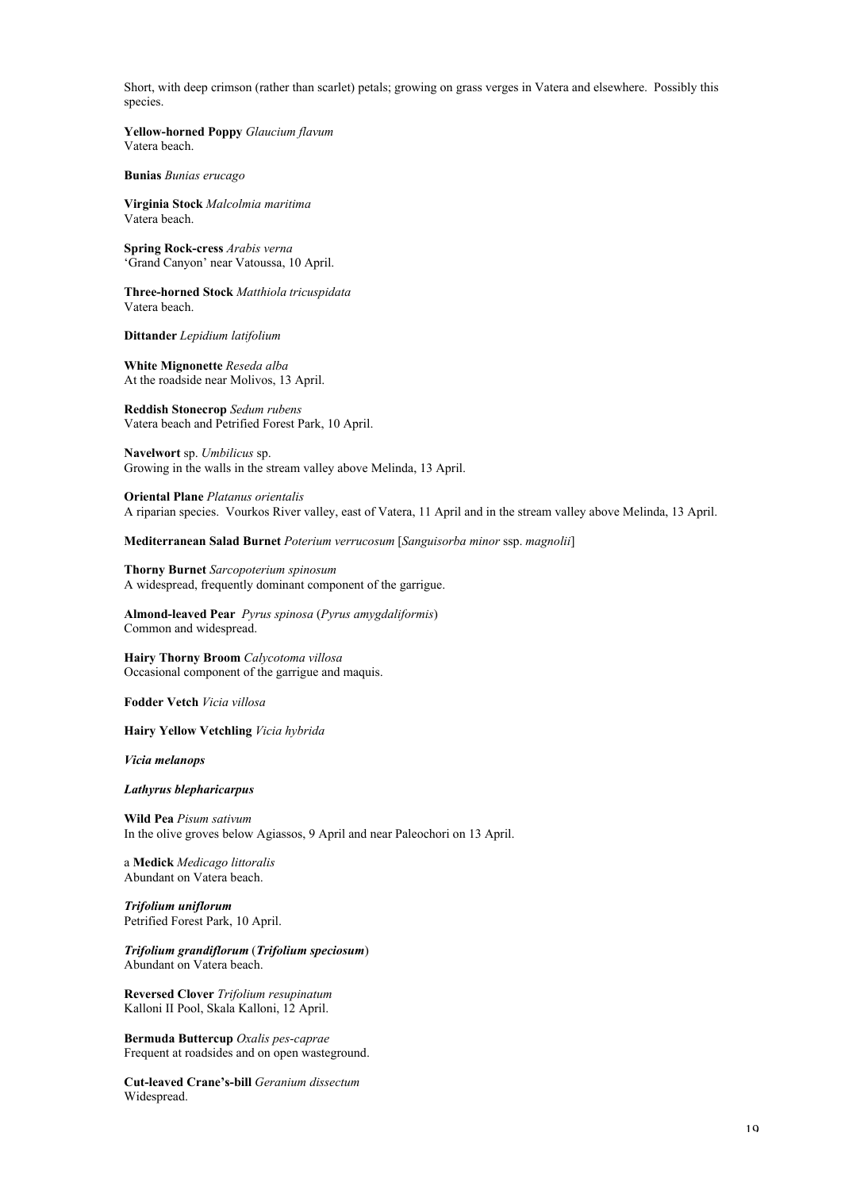Short, with deep crimson (rather than scarlet) petals; growing on grass verges in Vatera and elsewhere. Possibly this species.

**Yellow-horned Poppy** *Glaucium flavum*
Vatera beach.

**Bunias** *Bunias erucago*

**Virginia Stock** *Malcolmia maritima*
Vatera beach.

**Spring Rock-cress** *Arabis verna*
'Grand Canyon' near Vatoussa, 10 April.

**Three-horned Stock** *Matthiola tricuspidata*
Vatera beach.

**Dittander** *Lepidium latifolium*

**White Mignonette** *Reseda alba*
At the roadside near Molivos, 13 April.

**Reddish Stonecrop** *Sedum rubens*
Vatera beach and Petrified Forest Park, 10 April.

**Navelwort** sp. *Umbilicus* sp.
Growing in the walls in the stream valley above Melinda, 13 April.

**Oriental Plane** *Platanus orientalis*
A riparian species. Vourkos River valley, east of Vatera, 11 April and in the stream valley above Melinda, 13 April.

**Mediterranean Salad Burnet** *Poterium verrucosum* [*Sanguisorba minor* ssp. *magnolii*]

**Thorny Burnet** *Sarcopoterium spinosum*
A widespread, frequently dominant component of the garrigue.

**Almond-leaved Pear** *Pyrus spinosa* (*Pyrus amygdaliformis*)
Common and widespread.

**Hairy Thorny Broom** *Calycotoma villosa*
Occasional component of the garrigue and maquis.

**Fodder Vetch** *Vicia villosa*

**Hairy Yellow Vetchling** *Vicia hybrida*

***Vicia melanops***

***Lathyrus blepharicarpus***

**Wild Pea** *Pisum sativum*
In the olive groves below Agiassos, 9 April and near Paleochori on 13 April.

a **Medick** *Medicago littoralis*
Abundant on Vatera beach.

***Trifolium uniflorum***
Petrified Forest Park, 10 April.

***Trifolium grandiflorum*** (***Trifolium speciosum***)
Abundant on Vatera beach.

**Reversed Clover** *Trifolium resupinatum*
Kalloni II Pool, Skala Kalloni, 12 April.

**Bermuda Buttercup** *Oxalis pes-caprae*
Frequent at roadsides and on open wasteground.

**Cut-leaved Crane's-bill** *Geranium dissectum*
Widespread.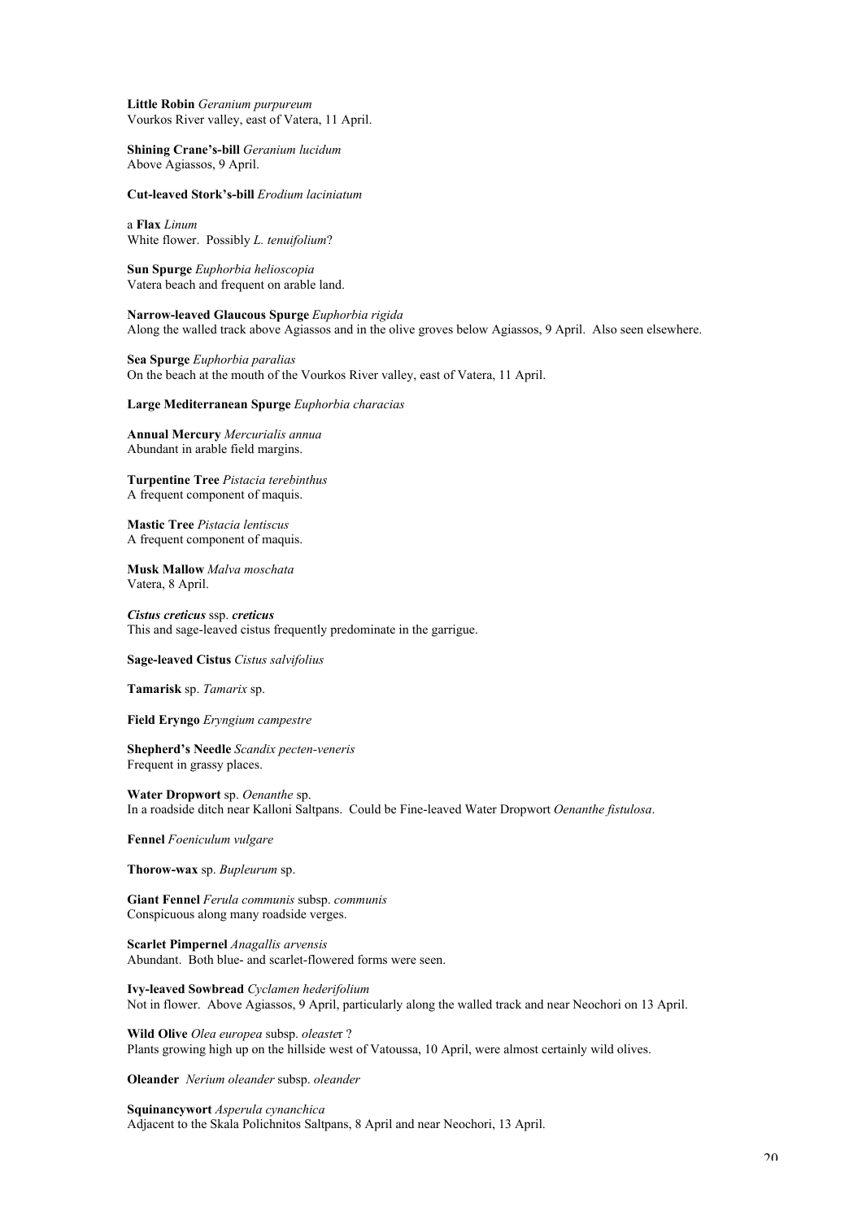**Little Robin** *Geranium purpureum*
Vourkos River valley, east of Vatera, 11 April.

**Shining Crane's-bill** *Geranium lucidum*
Above Agiassos, 9 April.

**Cut-leaved Stork's-bill** *Erodium laciniatum*

a **Flax** *Linum*
White flower. Possibly *L. tenuifolium*?

**Sun Spurge** *Euphorbia helioscopia*
Vatera beach and frequent on arable land.

**Narrow-leaved Glaucous Spurge** *Euphorbia rigida*
Along the walled track above Agiassos and in the olive groves below Agiassos, 9 April. Also seen elsewhere.

**Sea Spurge** *Euphorbia paralias*
On the beach at the mouth of the Vourkos River valley, east of Vatera, 11 April.

**Large Mediterranean Spurge** *Euphorbia characias*

**Annual Mercury** *Mercurialis annua*
Abundant in arable field margins.

**Turpentine Tree** *Pistacia terebinthus*
A frequent component of maquis.

**Mastic Tree** *Pistacia lentiscus*
A frequent component of maquis.

**Musk Mallow** *Malva moschata*
Vatera, 8 April.

***Cistus creticus*** ssp. ***creticus***
This and sage-leaved cistus frequently predominate in the garrigue.

**Sage-leaved Cistus** *Cistus salvifolius*

**Tamarisk** sp. *Tamarix* sp.

**Field Eryngo** *Eryngium campestre*

**Shepherd's Needle** *Scandix pecten-veneris*
Frequent in grassy places.

**Water Dropwort** sp. *Oenanthe* sp.
In a roadside ditch near Kalloni Saltpans. Could be Fine-leaved Water Dropwort *Oenanthe fistulosa*.

**Fennel** *Foeniculum vulgare*

**Thorow-wax** sp. *Bupleurum* sp.

**Giant Fennel** *Ferula communis* subsp. *communis*
Conspicuous along many roadside verges.

**Scarlet Pimpernel** *Anagallis arvensis*
Abundant. Both blue- and scarlet-flowered forms were seen.

**Ivy-leaved Sowbread** *Cyclamen hederifolium*
Not in flower. Above Agiassos, 9 April, particularly along the walled track and near Neochori on 13 April.

**Wild Olive** *Olea europea* subsp. *oleaster* ?
Plants growing high up on the hillside west of Vatoussa, 10 April, were almost certainly wild olives.

**Oleander** *Nerium oleander* subsp. *oleander*

**Squinancywort** *Asperula cynanchica*
Adjacent to the Skala Polichnitos Saltpans, 8 April and near Neochori, 13 April.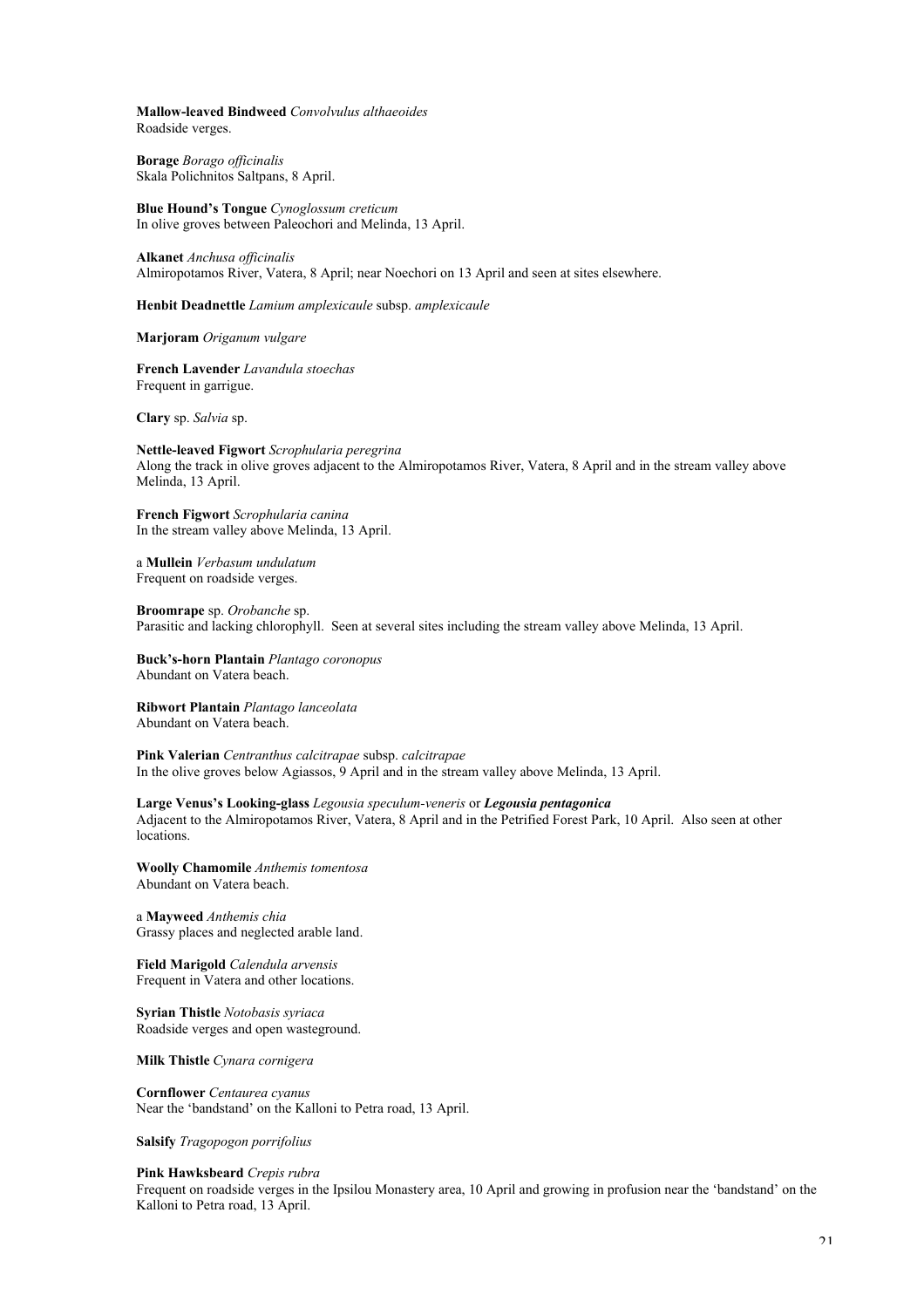**Mallow-leaved Bindweed** *Convolvulus althaeoides*
Roadside verges.

**Borage** *Borago officinalis*
Skala Polichnitos Saltpans, 8 April.

**Blue Hound's Tongue** *Cynoglossum creticum*
In olive groves between Paleochori and Melinda, 13 April.

**Alkanet** *Anchusa officinalis*
Almiropotamos River, Vatera, 8 April; near Noechori on 13 April and seen at sites elsewhere.

**Henbit Deadnettle** *Lamium amplexicaule* subsp. *amplexicaule*

**Marjoram** *Origanum vulgare*

**French Lavender** *Lavandula stoechas*
Frequent in garrigue.

**Clary** sp. *Salvia* sp.

**Nettle-leaved Figwort** *Scrophularia peregrina*
Along the track in olive groves adjacent to the Almiropotamos River, Vatera, 8 April and in the stream valley above Melinda, 13 April.

**French Figwort** *Scrophularia canina*
In the stream valley above Melinda, 13 April.

a **Mullein** *Verbasum undulatum*
Frequent on roadside verges.

**Broomrape** sp. *Orobanche* sp.
Parasitic and lacking chlorophyll. Seen at several sites including the stream valley above Melinda, 13 April.

**Buck's-horn Plantain** *Plantago coronopus*
Abundant on Vatera beach.

**Ribwort Plantain** *Plantago lanceolata*
Abundant on Vatera beach.

**Pink Valerian** *Centranthus calcitrapae* subsp. *calcitrapae*
In the olive groves below Agiassos, 9 April and in the stream valley above Melinda, 13 April.

**Large Venus's Looking-glass** *Legousia speculum-veneris* or ***Legousia pentagonica***
Adjacent to the Almiropotamos River, Vatera, 8 April and in the Petrified Forest Park, 10 April. Also seen at other locations.

**Woolly Chamomile** *Anthemis tomentosa*
Abundant on Vatera beach.

a **Mayweed** *Anthemis chia*
Grassy places and neglected arable land.

**Field Marigold** *Calendula arvensis*
Frequent in Vatera and other locations.

**Syrian Thistle** *Notobasis syriaca*
Roadside verges and open wasteground.

**Milk Thistle** *Cynara cornigera*

**Cornflower** *Centaurea cyanus*
Near the 'bandstand' on the Kalloni to Petra road, 13 April.

**Salsify** *Tragopogon porrifolius*

**Pink Hawksbeard** *Crepis rubra*
Frequent on roadside verges in the Ipsilou Monastery area, 10 April and growing in profusion near the 'bandstand' on the Kalloni to Petra road, 13 April.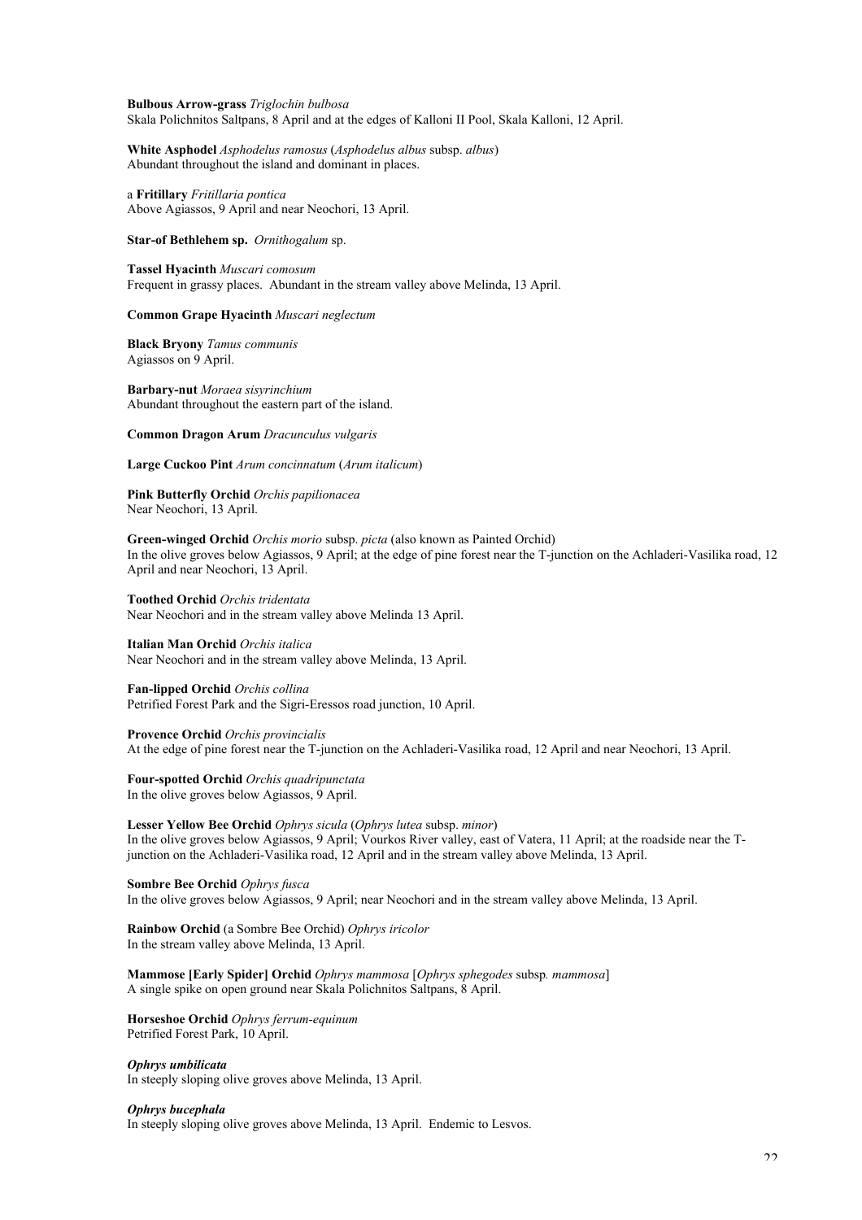**Bulbous Arrow-grass** *Triglochin bulbosa*
Skala Polichnitos Saltpans, 8 April and at the edges of Kalloni II Pool, Skala Kalloni, 12 April.

**White Asphodel** *Asphodelus ramosus* (*Asphodelus albus* subsp. *albus*)
Abundant throughout the island and dominant in places.

a **Fritillary** *Fritillaria pontica*
Above Agiassos, 9 April and near Neochori, 13 April.

**Star-of Bethlehem sp.** *Ornithogalum* sp.

**Tassel Hyacinth** *Muscari comosum*
Frequent in grassy places. Abundant in the stream valley above Melinda, 13 April.

**Common Grape Hyacinth** *Muscari neglectum*

**Black Bryony** *Tamus communis*
Agiassos on 9 April.

**Barbary-nut** *Moraea sisyrinchium*
Abundant throughout the eastern part of the island.

**Common Dragon Arum** *Dracunculus vulgaris*

**Large Cuckoo Pint** *Arum concinnatum* (*Arum italicum*)

**Pink Butterfly Orchid** *Orchis papilionacea*
Near Neochori, 13 April.

**Green-winged Orchid** *Orchis morio* subsp. *picta* (also known as Painted Orchid)
In the olive groves below Agiassos, 9 April; at the edge of pine forest near the T-junction on the Achladeri-Vasilika road, 12 April and near Neochori, 13 April.

**Toothed Orchid** *Orchis tridentata*
Near Neochori and in the stream valley above Melinda 13 April.

**Italian Man Orchid** *Orchis italica*
Near Neochori and in the stream valley above Melinda, 13 April.

**Fan-lipped Orchid** *Orchis collina*
Petrified Forest Park and the Sigri-Eressos road junction, 10 April.

**Provence Orchid** *Orchis provincialis*
At the edge of pine forest near the T-junction on the Achladeri-Vasilika road, 12 April and near Neochori, 13 April.

**Four-spotted Orchid** *Orchis quadripunctata*
In the olive groves below Agiassos, 9 April.

**Lesser Yellow Bee Orchid** *Ophrys sicula* (*Ophrys lutea* subsp. *minor*)
In the olive groves below Agiassos, 9 April; Vourkos River valley, east of Vatera, 11 April; at the roadside near the T-junction on the Achladeri-Vasilika road, 12 April and in the stream valley above Melinda, 13 April.

**Sombre Bee Orchid** *Ophrys fusca*
In the olive groves below Agiassos, 9 April; near Neochori and in the stream valley above Melinda, 13 April.

**Rainbow Orchid** (a Sombre Bee Orchid) *Ophrys iricolor*
In the stream valley above Melinda, 13 April.

**Mammose [Early Spider] Orchid** *Ophrys mammosa* [*Ophrys sphegodes* subsp*. mammosa*]
A single spike on open ground near Skala Polichnitos Saltpans, 8 April.

**Horseshoe Orchid** *Ophrys ferrum-equinum*
Petrified Forest Park, 10 April.

***Ophrys umbilicata***
In steeply sloping olive groves above Melinda, 13 April.

***Ophrys bucephala***
In steeply sloping olive groves above Melinda, 13 April. Endemic to Lesvos.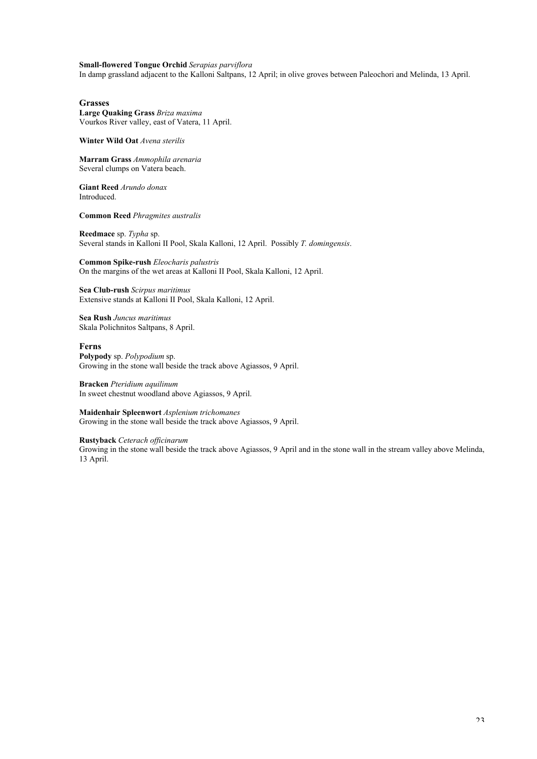**Small-flowered Tongue Orchid** *Serapias parviflora*
In damp grassland adjacent to the Kalloni Saltpans, 12 April; in olive groves between Paleochori and Melinda, 13 April.

## Grasses

**Large Quaking Grass** *Briza maxima*
Vourkos River valley, east of Vatera, 11 April.

**Winter Wild Oat** *Avena sterilis*

**Marram Grass** *Ammophila arenaria*
Several clumps on Vatera beach.

**Giant Reed** *Arundo donax*
Introduced.

**Common Reed** *Phragmites australis*

**Reedmace** sp. *Typha* sp.
Several stands in Kalloni II Pool, Skala Kalloni, 12 April. Possibly *T. domingensis*.

**Common Spike-rush** *Eleocharis palustris*
On the margins of the wet areas at Kalloni II Pool, Skala Kalloni, 12 April.

**Sea Club-rush** *Scirpus maritimus*
Extensive stands at Kalloni II Pool, Skala Kalloni, 12 April.

**Sea Rush** *Juncus maritimus*
Skala Polichnitos Saltpans, 8 April.

## Ferns

**Polypody** sp. *Polypodium* sp.
Growing in the stone wall beside the track above Agiassos, 9 April.

**Bracken** *Pteridium aquilinum*
In sweet chestnut woodland above Agiassos, 9 April.

**Maidenhair Spleenwort** *Asplenium trichomanes*
Growing in the stone wall beside the track above Agiassos, 9 April.

**Rustyback** *Ceterach officinarum*
Growing in the stone wall beside the track above Agiassos, 9 April and in the stone wall in the stream valley above Melinda, 13 April.